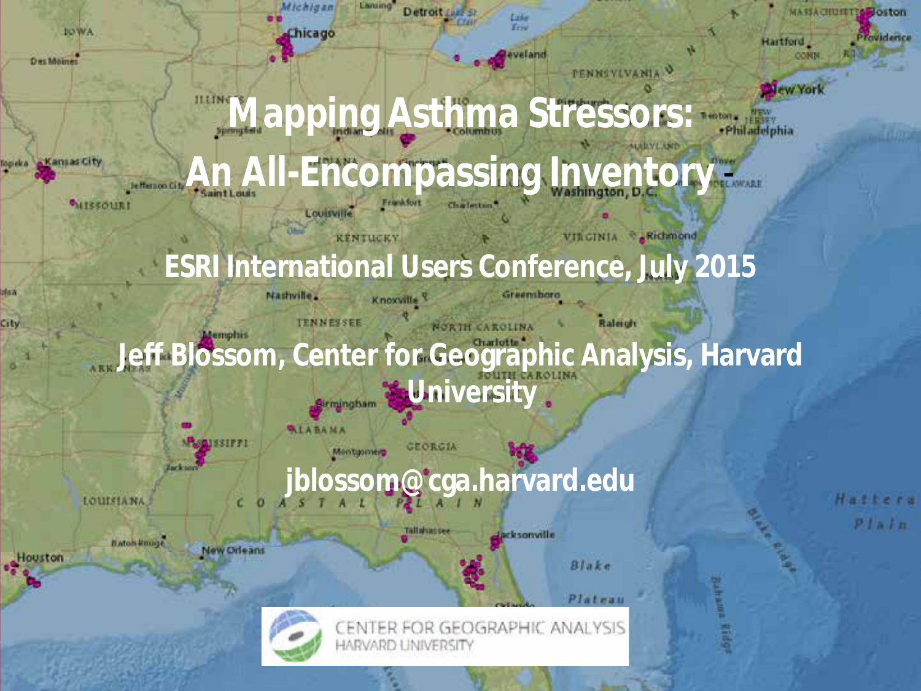# Mapping Asthma Stressors: An All-Encompassing Inventory

ESRI International Users Conference, July 2015

Jeff Blossom, Center for Geographic Analysis, Harvard University

jblossom@cga.harvard.edu

CENTER FOR GEOGRAPHIC ANALYSIS
HARVARD UNIVERSITY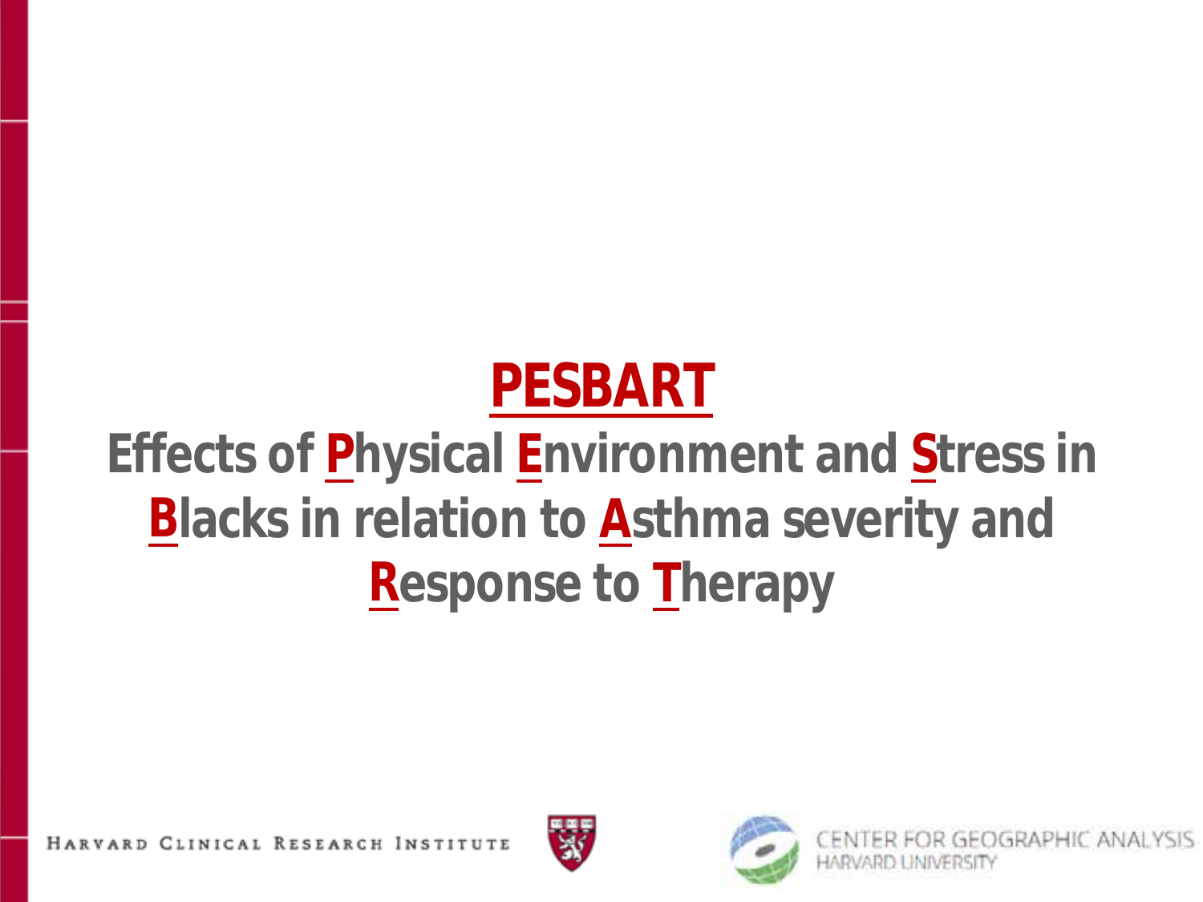# PESBART

## Effects of Physical Environment and Stress in Blacks in relation to Asthma severity and Response to Therapy

HARVARD CLINICAL RESEARCH INSTITUTE

CENTER FOR GEOGRAPHIC ANALYSIS
HARVARD UNIVERSITY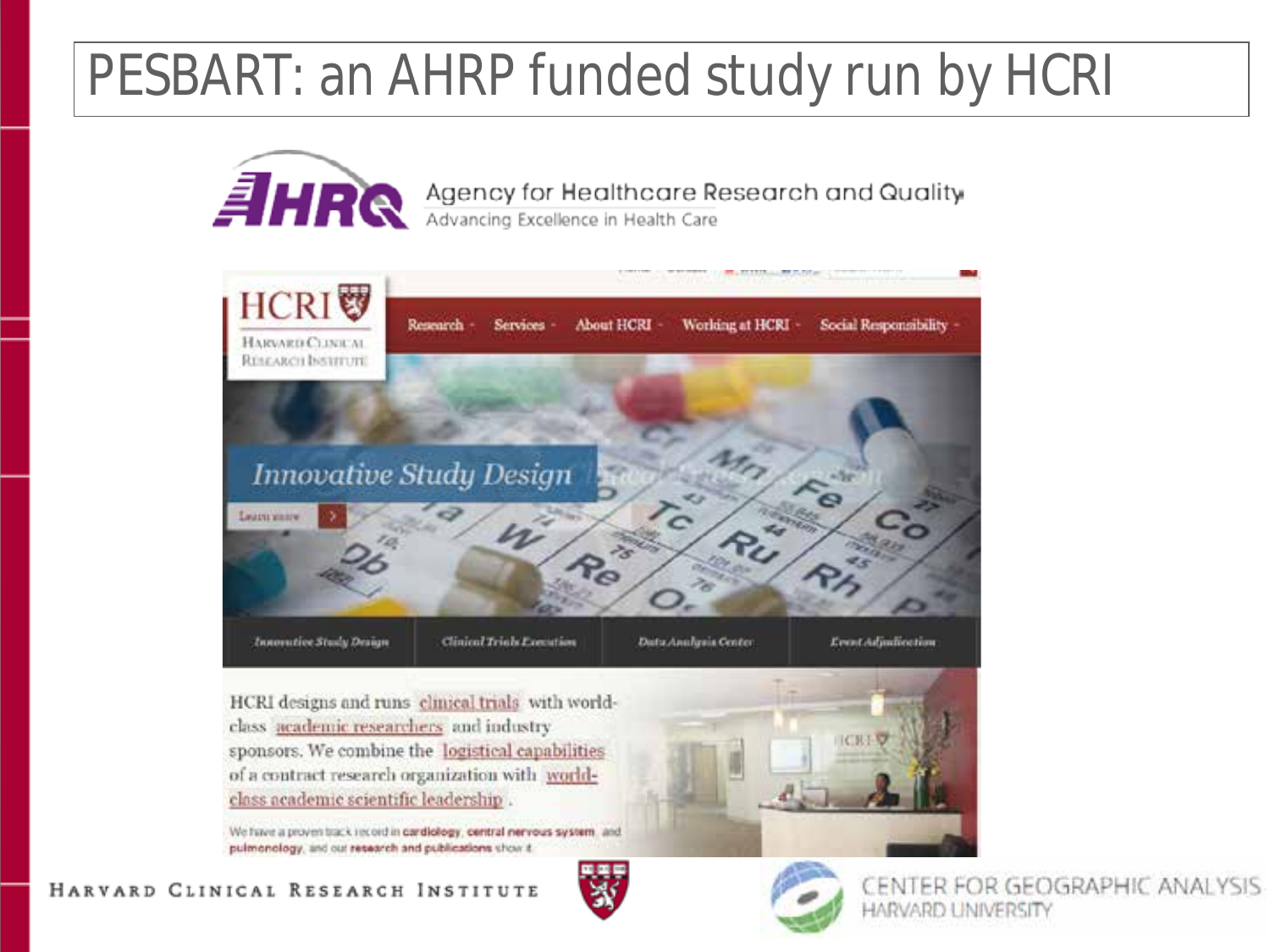# PESBART: an AHRP funded study run by HCRI

AHRQ Agency for Healthcare Research and Quality
Advancing Excellence in Health Care

HCRI HARVARD CLINICAL RESEARCH INSTITUTE

Research · Services · About HCRI · Working at HCRI · Social Responsibility

*Innovative Study Design*

Learn more

*Innovative Study Design* | *Clinical Trials Execution* | *Data Analysis Center* | *Event Adjudication*

HCRI designs and runs clinical trials with world-class academic researchers and industry sponsors. We combine the logistical capabilities of a contract research organization with world-class academic scientific leadership.

We have a proven track record in **cardiology**, **central nervous system**, and **pulmonology**, and our **research and publications** show it.

HARVARD CLINICAL RESEARCH INSTITUTE

CENTER FOR GEOGRAPHIC ANALYSIS
HARVARD UNIVERSITY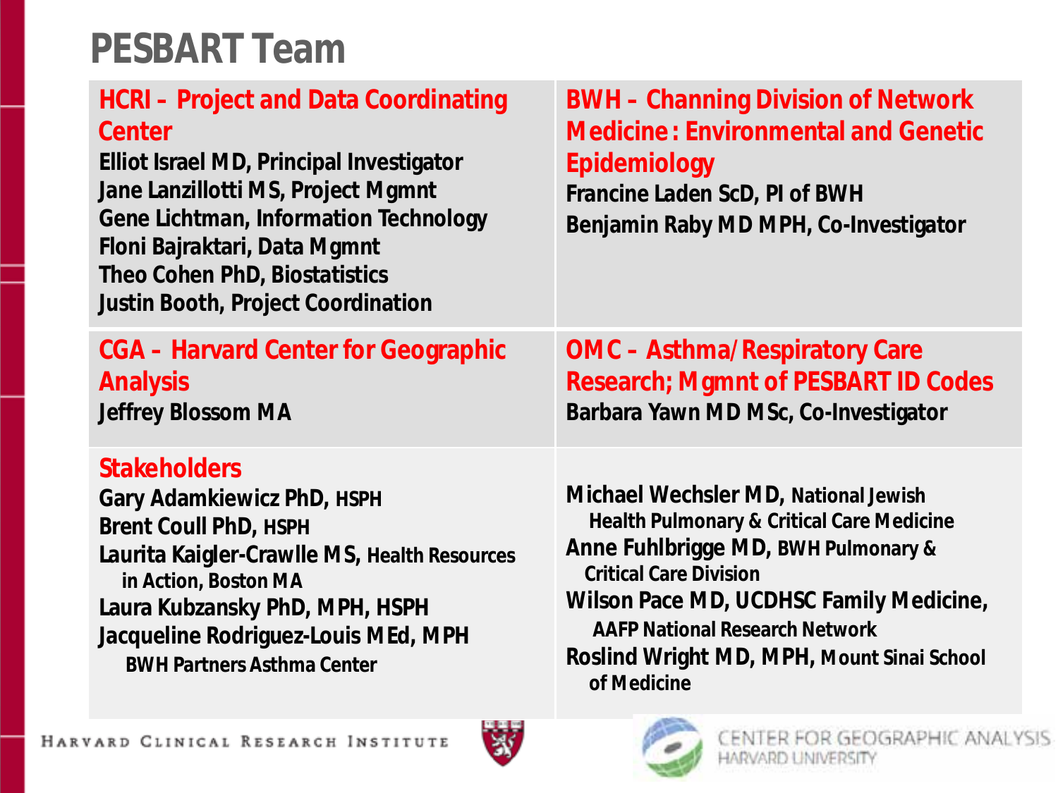# PESBART Team

## HCRI – Project and Data Coordinating Center

**Elliot Israel MD, Principal Investigator**
**Jane Lanzillotti MS, Project Mgmnt**
**Gene Lichtman, Information Technology**
**Floni Bajraktari, Data Mgmnt**
**Theo Cohen PhD, Biostatistics**
**Justin Booth, Project Coordination**

## BWH – Channing Division of Network Medicine: Environmental and Genetic Epidemiology

**Francine Laden ScD, PI of BWH**
**Benjamin Raby MD MPH, Co-Investigator**

## CGA – Harvard Center for Geographic Analysis

**Jeffrey Blossom MA**

## OMC – Asthma/Respiratory Care Research; Mgmnt of PESBART ID Codes

**Barbara Yawn MD MSc, Co-Investigator**

## Stakeholders

**Gary Adamkiewicz PhD,** HSPH
**Brent Coull PhD,** HSPH
**Laurita Kaigler-Crawlle MS,** Health Resources in Action, Boston MA
**Laura Kubzansky PhD, MPH, HSPH**
**Jacqueline Rodriguez-Louis MEd, MPH** BWH Partners Asthma Center

**Michael Wechsler MD,** National Jewish Health Pulmonary & Critical Care Medicine
**Anne Fuhlbrigge MD,** BWH Pulmonary & Critical Care Division
**Wilson Pace MD, UCDHSC Family Medicine,** AAFP National Research Network
**Roslind Wright MD, MPH,** Mount Sinai School of Medicine

Harvard Clinical Research Institute

Center for Geographic Analysis Harvard University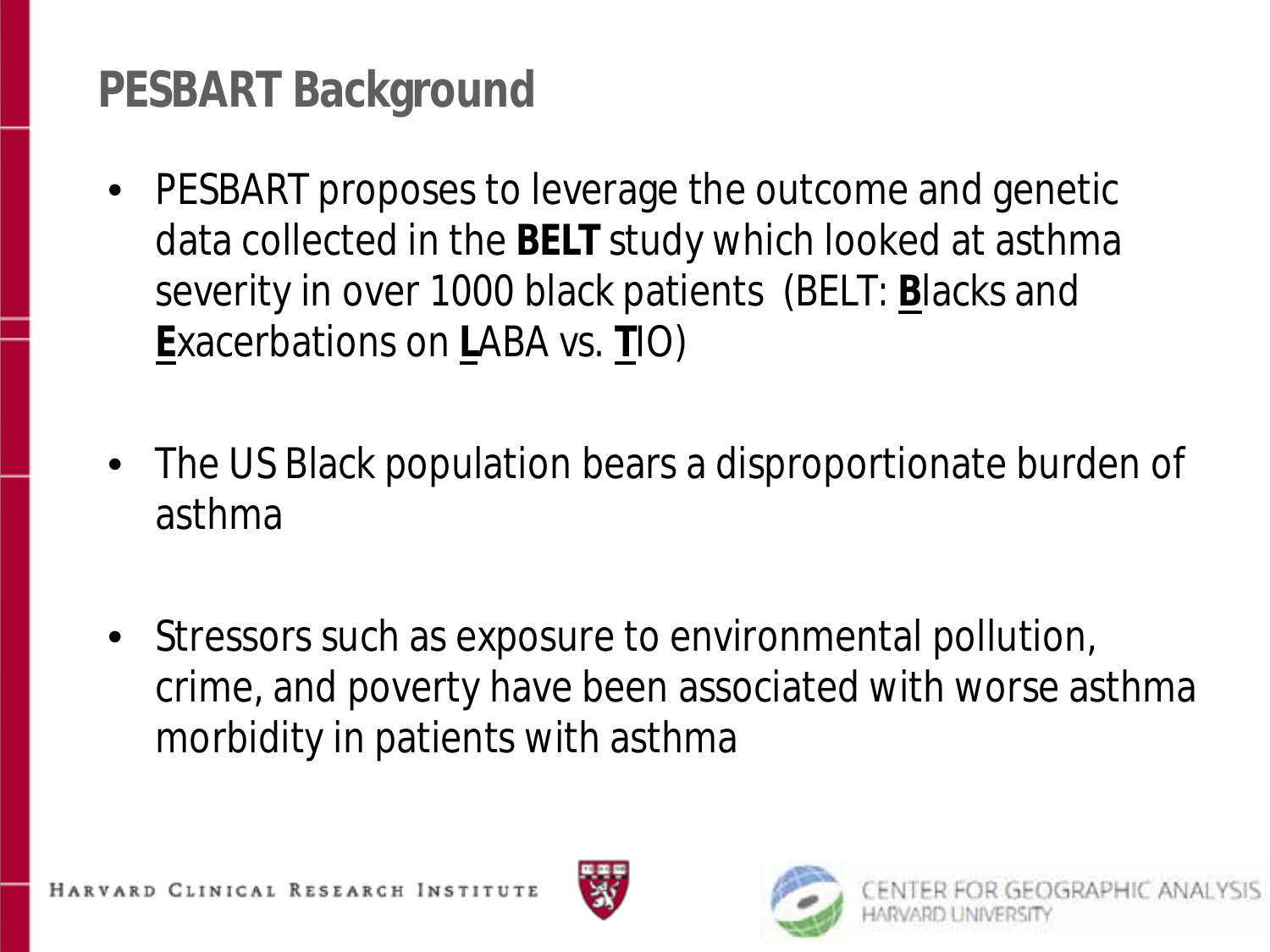# PESBART Background

- PESBART proposes to leverage the outcome and genetic data collected in the **BELT** study which looked at asthma severity in over 1000 black patients (BELT: **B**lacks and **E**xacerbations on **L**ABA vs. **T**IO)

- The US Black population bears a disproportionate burden of asthma

- Stressors such as exposure to environmental pollution, crime, and poverty have been associated with worse asthma morbidity in patients with asthma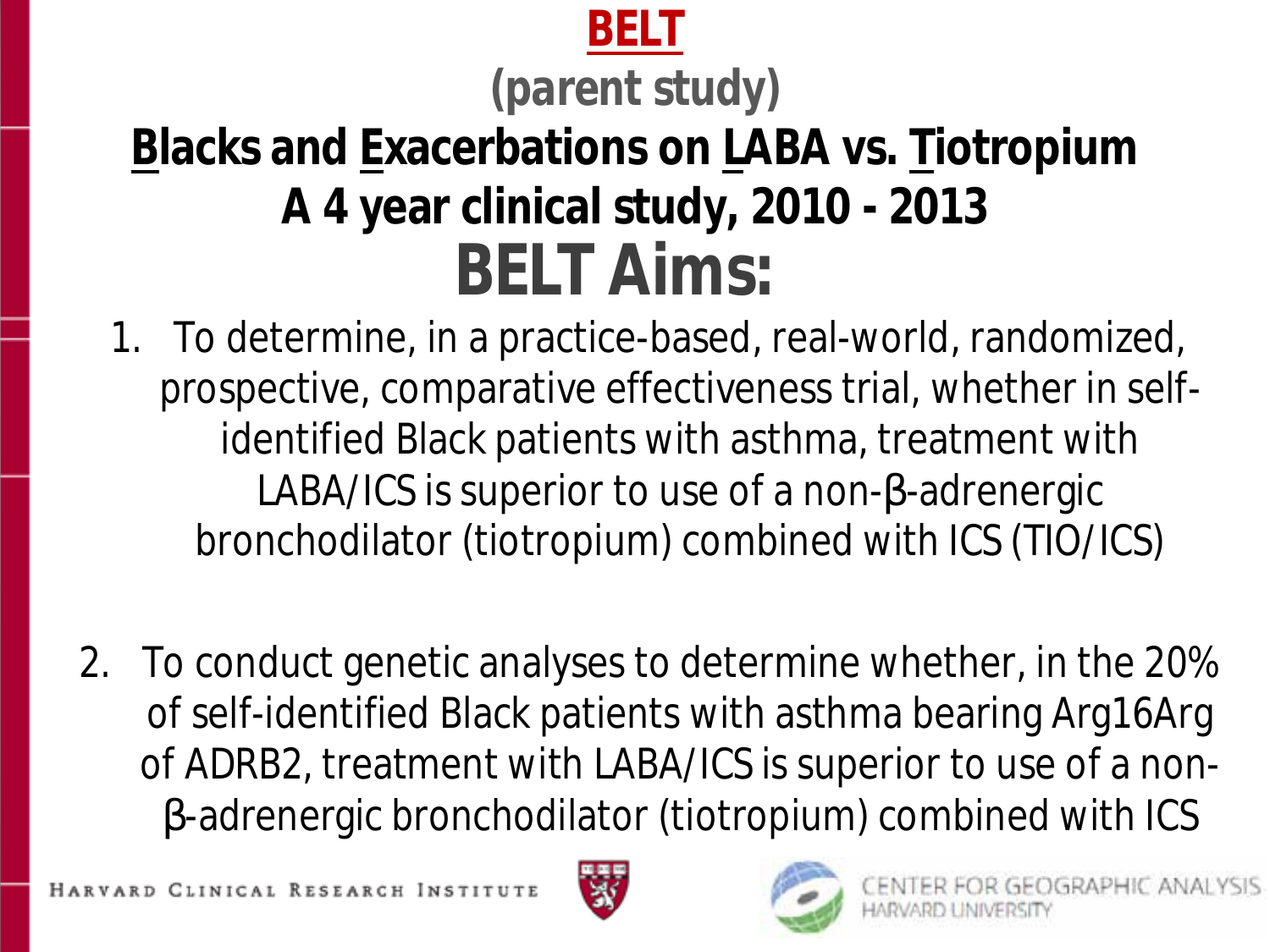# BELT

## (parent study)

## Blacks and Exacerbations on LABA vs. Tiotropium

## A 4 year clinical study, 2010 - 2013

# BELT Aims:

1. To determine, in a practice-based, real-world, randomized, prospective, comparative effectiveness trial, whether in self-identified Black patients with asthma, treatment with LABA/ICS is superior to use of a non-β-adrenergic bronchodilator (tiotropium) combined with ICS (TIO/ICS)

2. To conduct genetic analyses to determine whether, in the 20% of self-identified Black patients with asthma bearing Arg16Arg of ADRB2, treatment with LABA/ICS is superior to use of a non-β-adrenergic bronchodilator (tiotropium) combined with ICS

Harvard Clinical Research Institute

Center for Geographic Analysis
Harvard University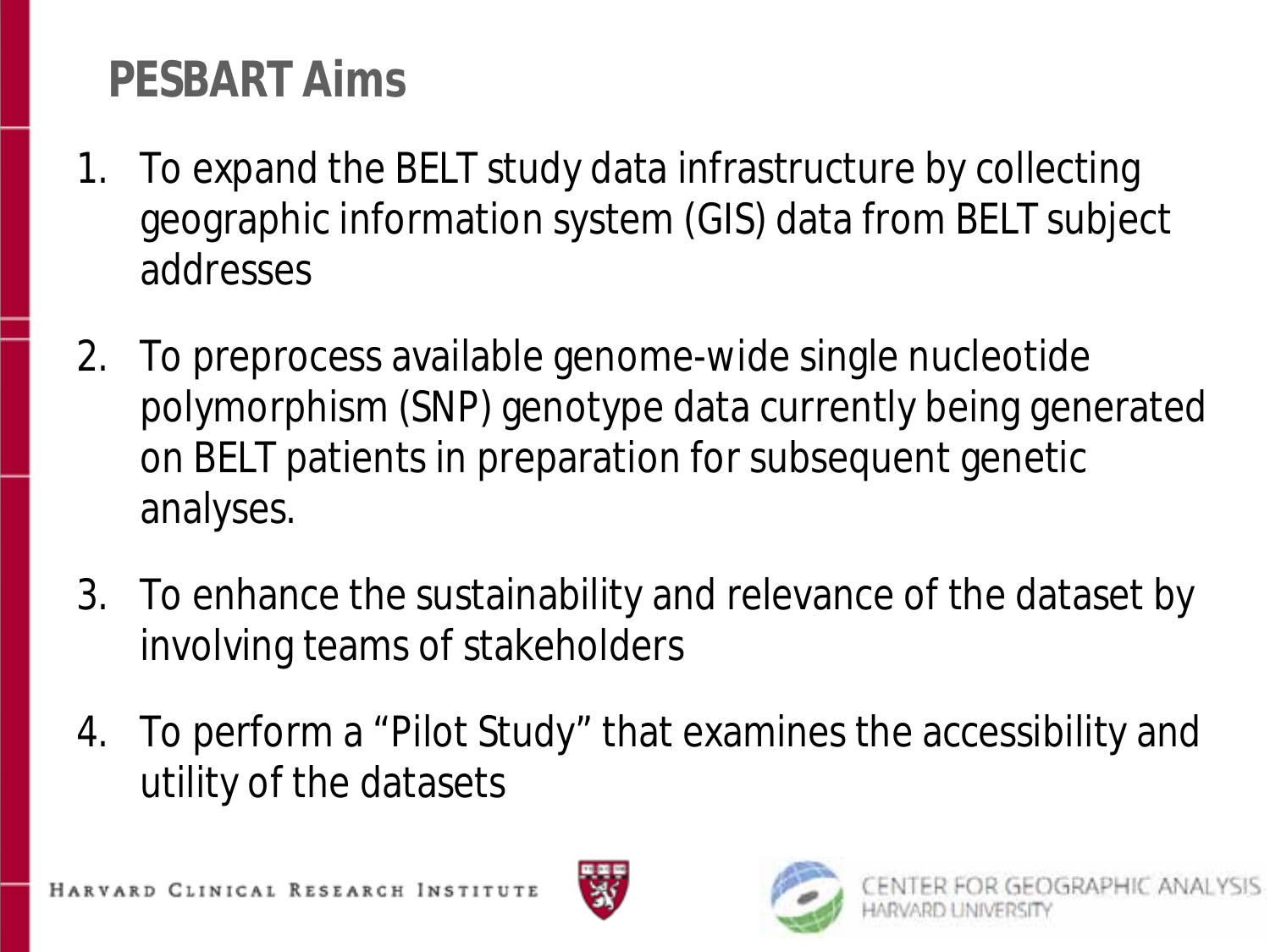# PESBART Aims

1. To expand the BELT study data infrastructure by collecting geographic information system (GIS) data from BELT subject addresses
2. To preprocess available genome-wide single nucleotide polymorphism (SNP) genotype data currently being generated on BELT patients in preparation for subsequent genetic analyses.
3. To enhance the sustainability and relevance of the dataset by involving teams of stakeholders
4. To perform a "Pilot Study" that examines the accessibility and utility of the datasets

HARVARD CLINICAL RESEARCH INSTITUTE

CENTER FOR GEOGRAPHIC ANALYSIS HARVARD UNIVERSITY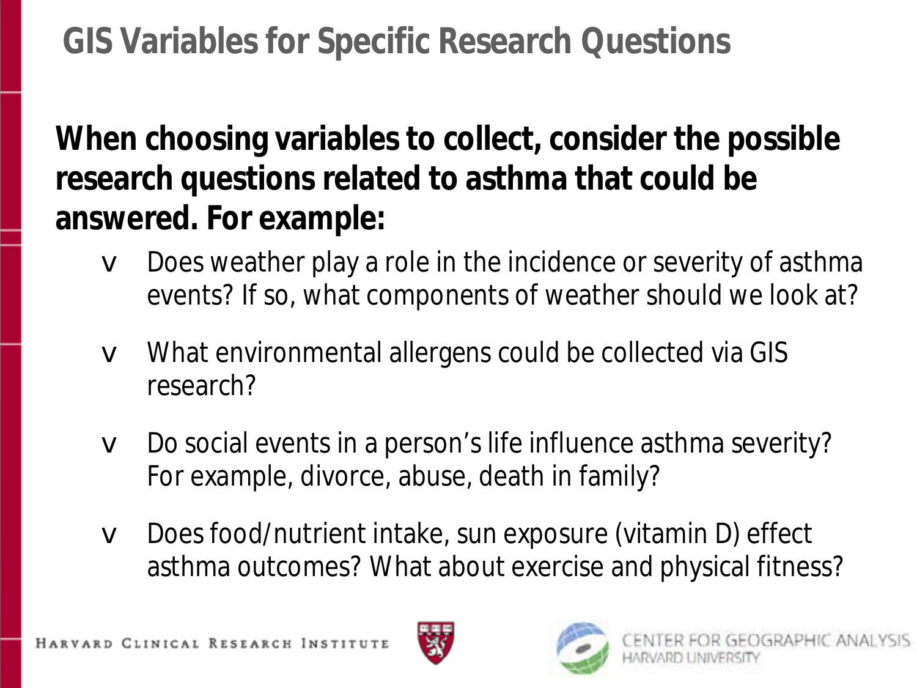# GIS Variables for Specific Research Questions

**When choosing variables to collect, consider the possible research questions related to asthma that could be answered. For example:**

- Does weather play a role in the incidence or severity of asthma events? If so, what components of weather should we look at?
- What environmental allergens could be collected via GIS research?
- Do social events in a person's life influence asthma severity? For example, divorce, abuse, death in family?
- Does food/nutrient intake, sun exposure (vitamin D) effect asthma outcomes? What about exercise and physical fitness?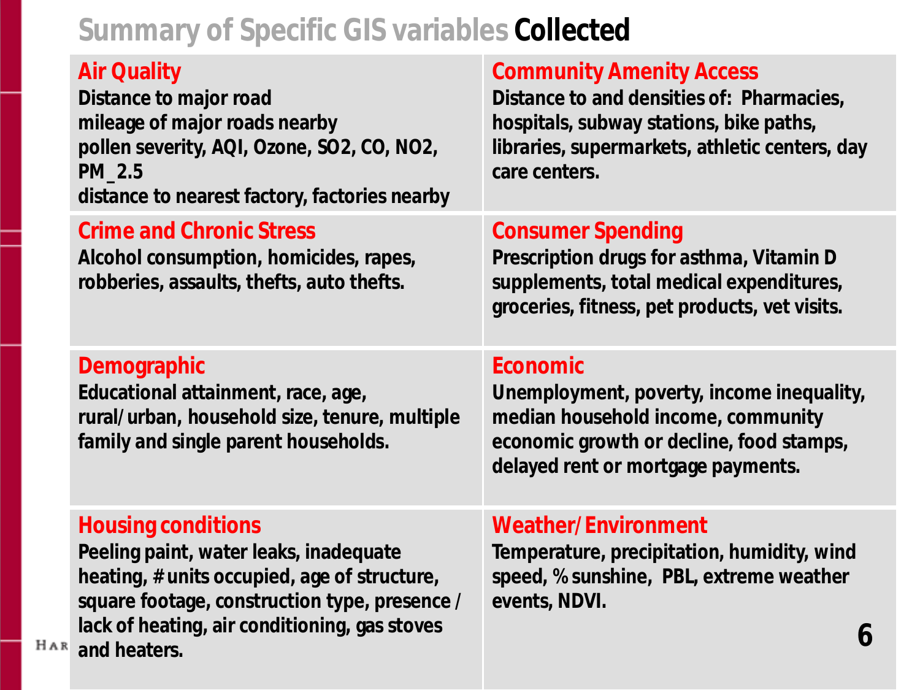# Summary of Specific GIS variables **Collected**

## Air Quality

Distance to major road
mileage of major roads nearby
pollen severity, AQI, Ozone, SO2, CO, NO2, PM_2.5
distance to nearest factory, factories nearby

## Community Amenity Access

Distance to and densities of: Pharmacies, hospitals, subway stations, bike paths, libraries, supermarkets, athletic centers, day care centers.

## Crime and Chronic Stress

Alcohol consumption, homicides, rapes, robberies, assaults, thefts, auto thefts.

## Consumer Spending

Prescription drugs for asthma, Vitamin D supplements, total medical expenditures, groceries, fitness, pet products, vet visits.

## Demographic

Educational attainment, race, age, rural/urban, household size, tenure, multiple family and single parent households.

## Economic

Unemployment, poverty, income inequality, median household income, community economic growth or decline, food stamps, delayed rent or mortgage payments.

## Housing conditions

Peeling paint, water leaks, inadequate heating, # units occupied, age of structure, square footage, construction type, presence / lack of heating, air conditioning, gas stoves and heaters.

## Weather/Environment

Temperature, precipitation, humidity, wind speed, % sunshine, PBL, extreme weather events, NDVI.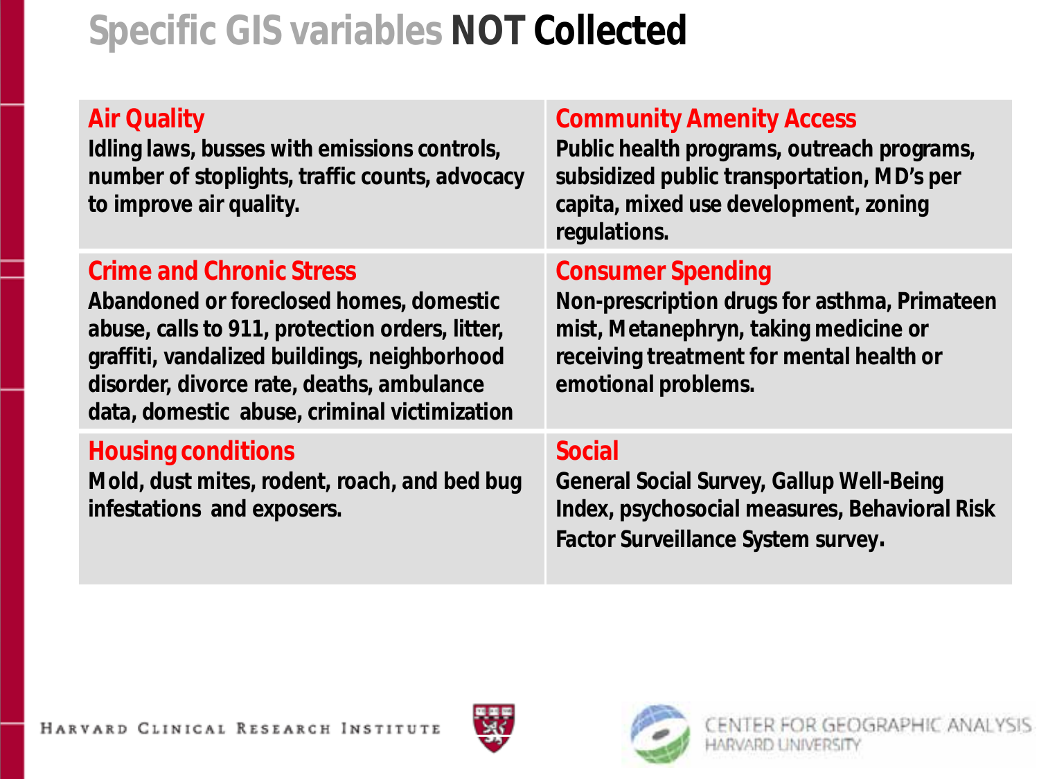# Specific GIS variables **NOT Collected**

| **Air Quality** | **Community Amenity Access** |
|---|---|
| Idling laws, busses with emissions controls, number of stoplights, traffic counts, advocacy to improve air quality. | Public health programs, outreach programs, subsidized public transportation, MD's per capita, mixed use development, zoning regulations. |

| **Crime and Chronic Stress** | **Consumer Spending** |
|---|---|
| Abandoned or foreclosed homes, domestic abuse, calls to 911, protection orders, litter, graffiti, vandalized buildings, neighborhood disorder, divorce rate, deaths, ambulance data, domestic abuse, criminal victimization | Non-prescription drugs for asthma, Primateen mist, Metanephryn, taking medicine or receiving treatment for mental health or emotional problems. |

| **Housing conditions** | **Social** |
|---|---|
| Mold, dust mites, rodent, roach, and bed bug infestations and exposers. | General Social Survey, Gallup Well-Being Index, psychosocial measures, Behavioral Risk Factor Surveillance System survey. |

Harvard Clinical Research Institute

Center for Geographic Analysis
Harvard University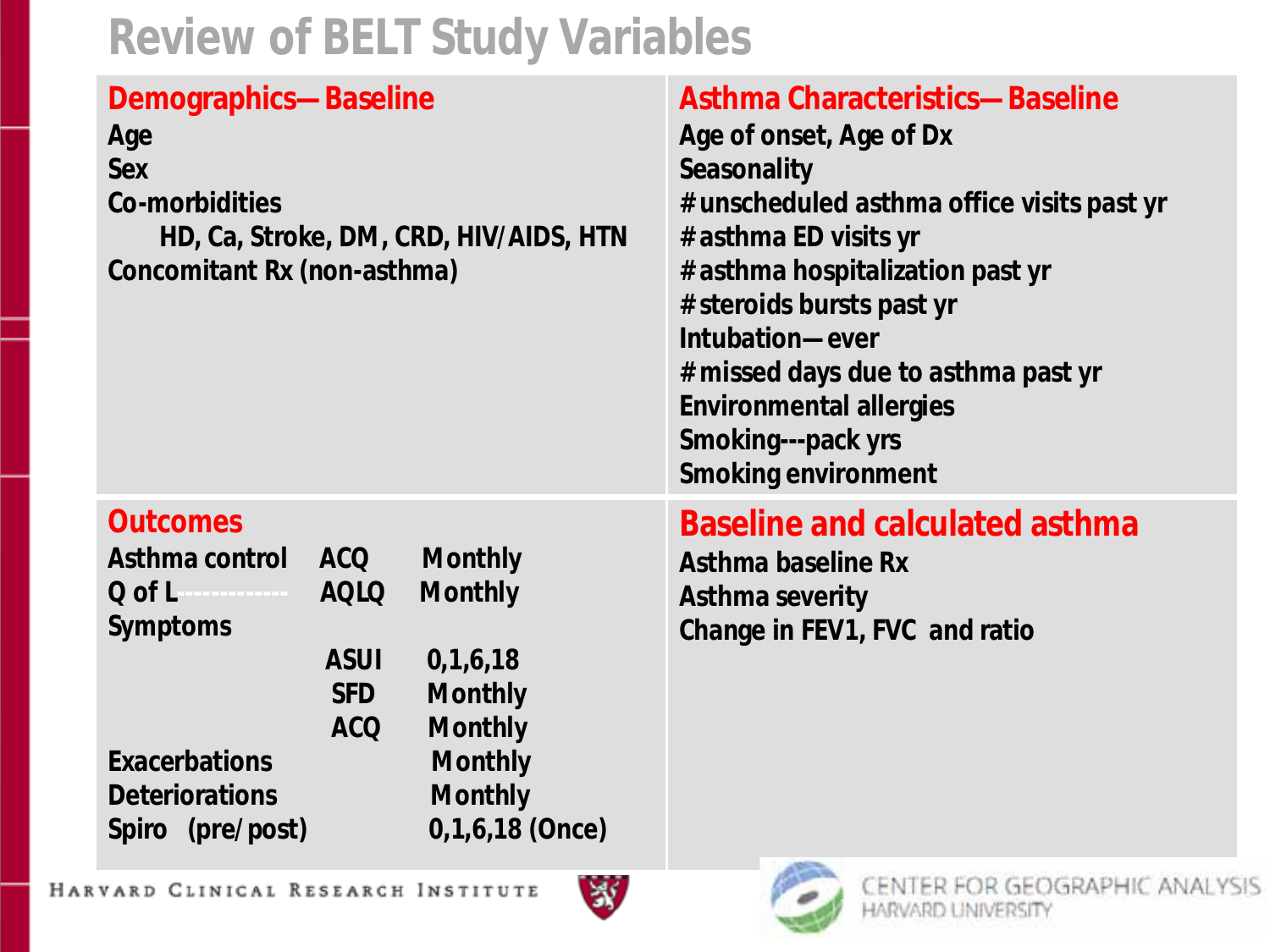# Review of BELT Study Variables

## Demographics—Baseline

Age
Sex
Co-morbidities
- HD, Ca, Stroke, DM, CRD, HIV/AIDS, HTN

Concomitant Rx (non-asthma)

## Asthma Characteristics—Baseline

Age of onset, Age of Dx
Seasonality
# unscheduled asthma office visits past yr
# asthma ED visits yr
# asthma hospitalization past yr
# steroids bursts past yr
Intubation—ever
# missed days due to asthma past yr
Environmental allergies
Smoking---pack yrs
Smoking environment

## Outcomes

| Outcome | Instrument | Frequency |
|---|---|---|
| Asthma control | ACQ | Monthly |
| Q of L | AQLQ | Monthly |
| Symptoms | | |
| | ASUI | 0,1,6,18 |
| | SFD | Monthly |
| | ACQ | Monthly |
| Exacerbations | | Monthly |
| Deteriorations | | Monthly |
| Spiro (pre/post) | | 0,1,6,18 (Once) |

## Baseline and calculated asthma

Asthma baseline Rx
Asthma severity
Change in FEV1, FVC and ratio

Harvard Clinical Research Institute

Center for Geographic Analysis, Harvard University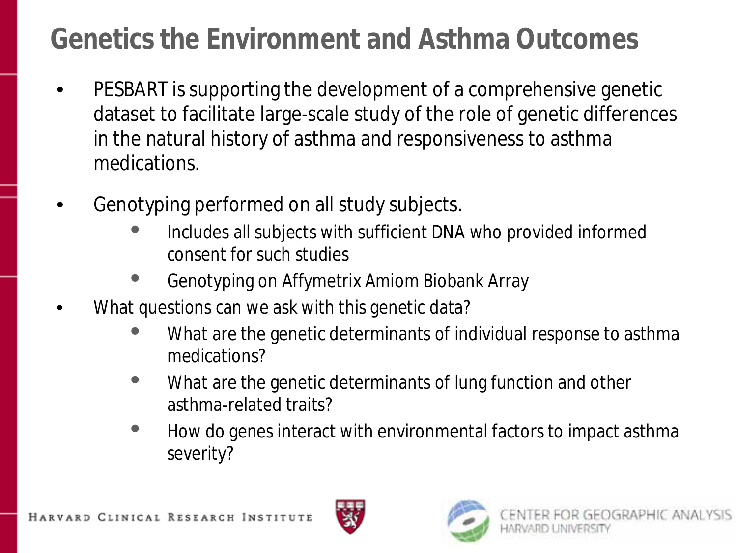# Genetics the Environment and Asthma Outcomes

- PESBART is supporting the development of a comprehensive genetic dataset to facilitate large-scale study of the role of genetic differences in the natural history of asthma and responsiveness to asthma medications.
- Genotyping performed on all study subjects.
  - Includes all subjects with sufficient DNA who provided informed consent for such studies
  - Genotyping on Affymetrix Amiom Biobank Array
- What questions can we ask with this genetic data?
  - What are the genetic determinants of individual response to asthma medications?
  - What are the genetic determinants of lung function and other asthma-related traits?
  - How do genes interact with environmental factors to impact asthma severity?

HARVARD CLINICAL RESEARCH INSTITUTE

CENTER FOR GEOGRAPHIC ANALYSIS HARVARD UNIVERSITY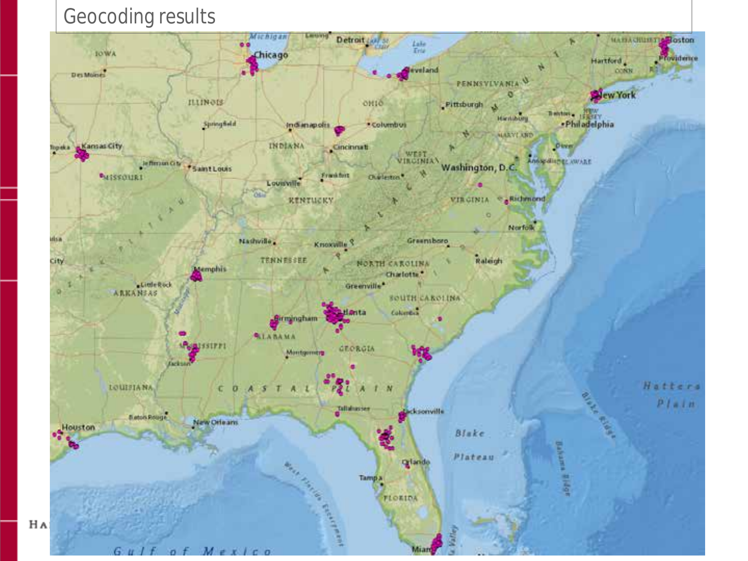# Geocoding results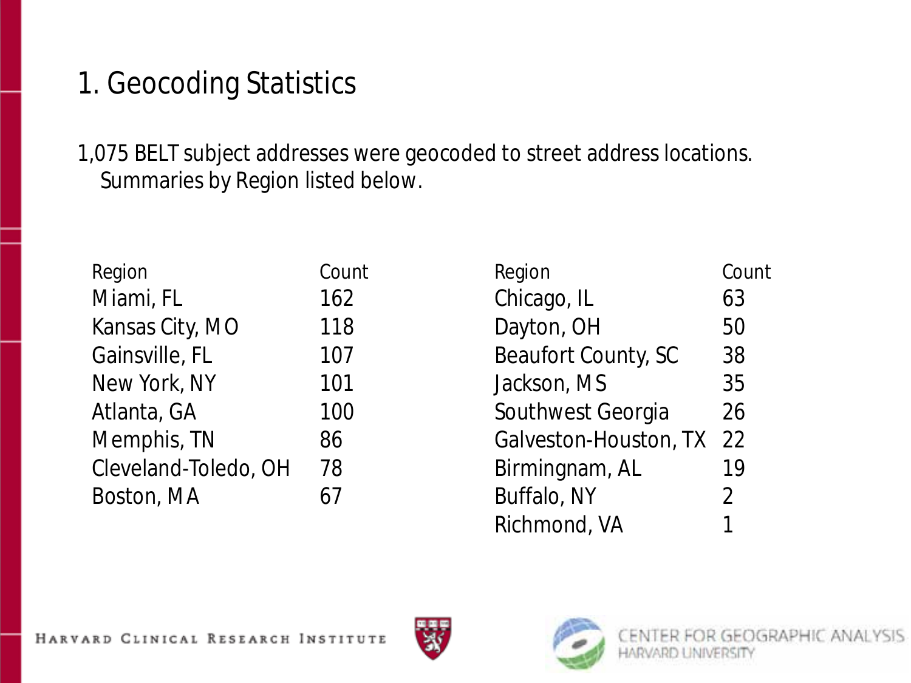# 1. Geocoding Statistics

1,075 BELT subject addresses were geocoded to street address locations. Summaries by Region listed below.

| Region | Count | Region | Count |
|---|---|---|---|
| Miami, FL | 162 | Chicago, IL | 63 |
| Kansas City, MO | 118 | Dayton, OH | 50 |
| Gainsville, FL | 107 | Beaufort County, SC | 38 |
| New York, NY | 101 | Jackson, MS | 35 |
| Atlanta, GA | 100 | Southwest Georgia | 26 |
| Memphis, TN | 86 | Galveston-Houston, TX | 22 |
| Cleveland-Toledo, OH | 78 | Birmingnam, AL | 19 |
| Boston, MA | 67 | Buffalo, NY | 2 |
| | | Richmond, VA | 1 |

HARVARD CLINICAL RESEARCH INSTITUTE

CENTER FOR GEOGRAPHIC ANALYSIS
HARVARD UNIVERSITY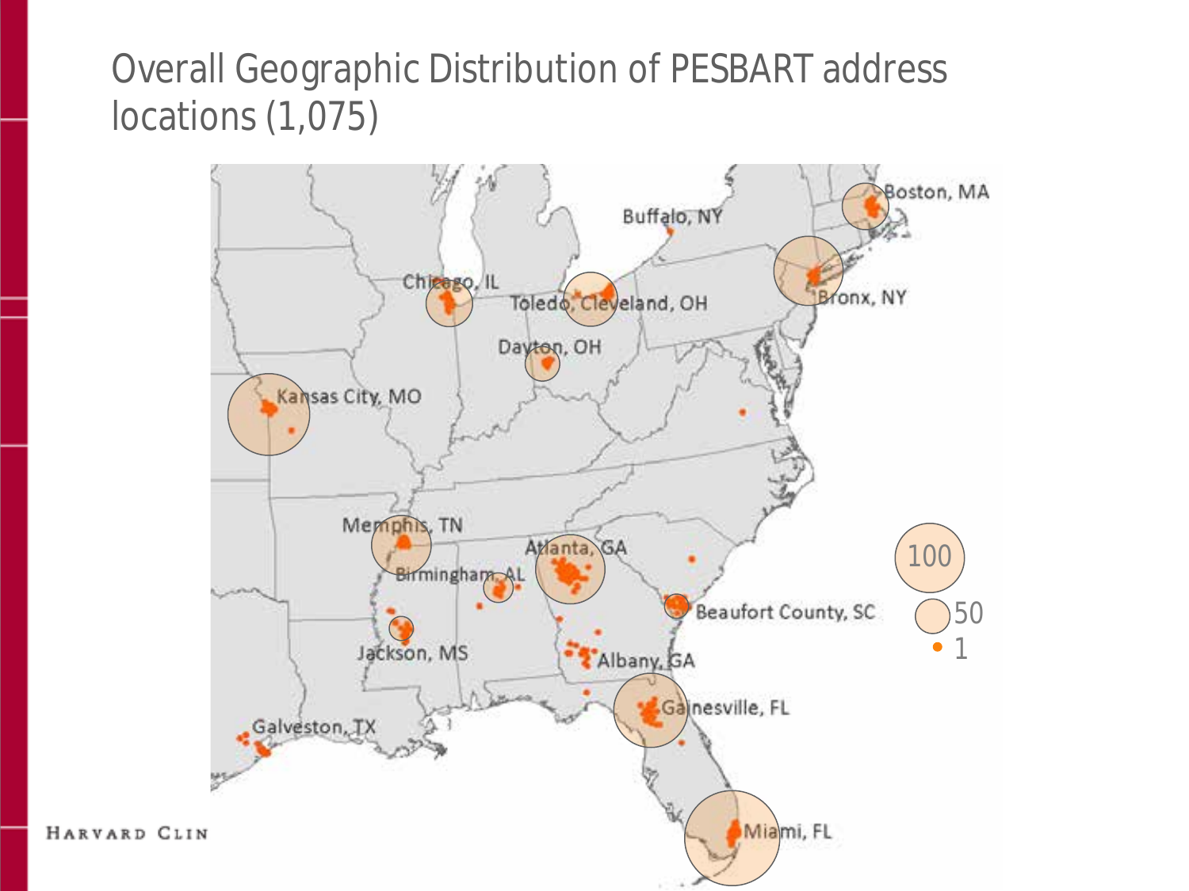# Overall Geographic Distribution of PESBART address locations (1,075)

Boston, MA

Buffalo, NY

Bronx, NY

Chicago, IL

Toledo, Cleveland, OH

Dayton, OH

Kansas City, MO

Memphis, TN

Atlanta, GA

Birmingham, AL

Beaufort County, SC

Jackson, MS

Albany, GA

Gainesville, FL

Galveston, TX

Miami, FL

100

50

1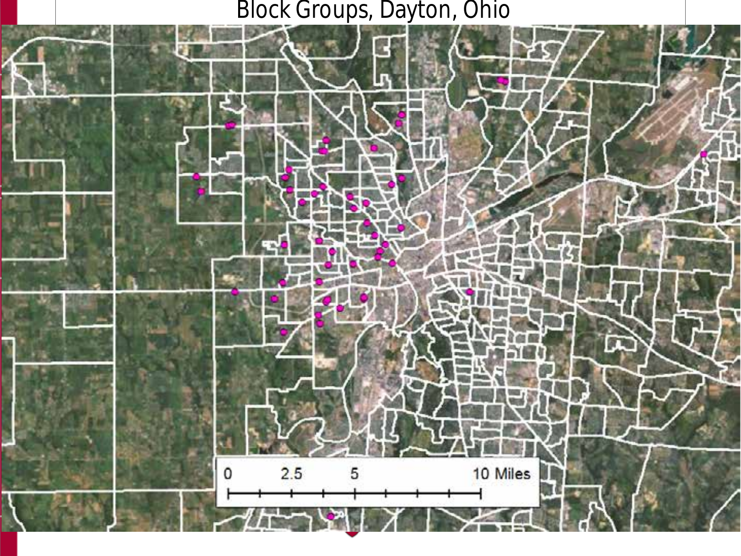# Block Groups, Dayton, Ohio

0 2.5 5 10 Miles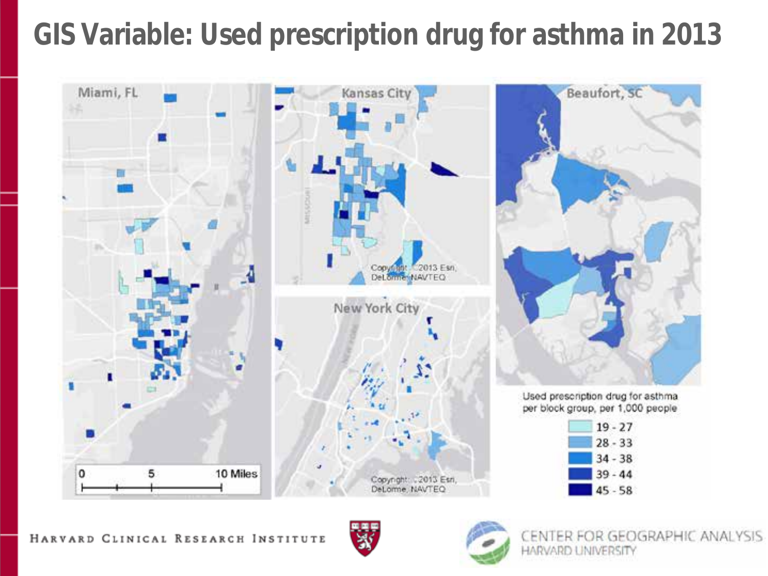# GIS Variable: Used prescription drug for asthma in 2013

Miami, FL

Kansas City

Beaufort, SC

New York City

Used prescription drug for asthma per block group, per 1,000 people

- 19 - 27
- 28 - 33
- 34 - 38
- 39 - 44
- 45 - 58

0 5 10 Miles

Copyright: ©2013 Esri, DeLorme, NAVTEQ

Harvard Clinical Research Institute

Center for Geographic Analysis
Harvard University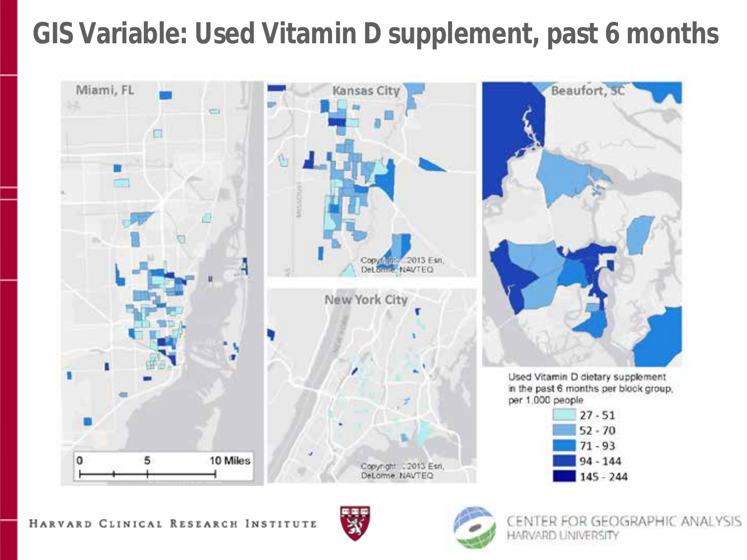# GIS Variable: Used Vitamin D supplement, past 6 months

Miami, FL

Kansas City

Beaufort, SC

New York City

Used Vitamin D dietary supplement in the past 6 months per block group, per 1,000 people

- 27 - 51
- 52 - 70
- 71 - 93
- 94 - 144
- 145 - 244

0 5 10 Miles

Copyright: ©2013 Esri, DeLorme, NAVTEQ

HARVARD CLINICAL RESEARCH INSTITUTE

CENTER FOR GEOGRAPHIC ANALYSIS HARVARD UNIVERSITY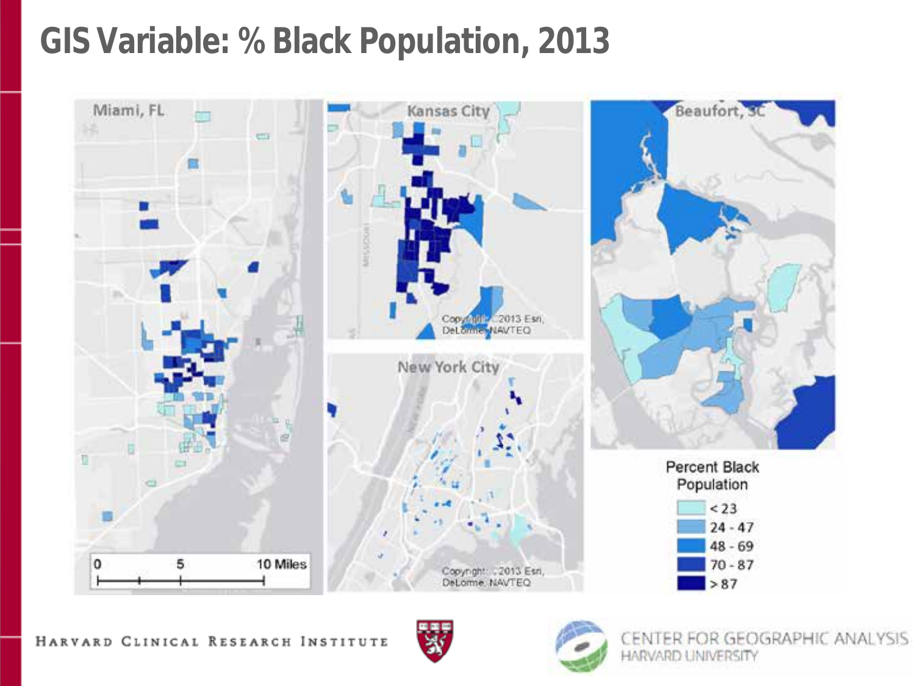# GIS Variable: % Black Population, 2013

Miami, FL

Kansas City

Beaufort, SC

New York City

Percent Black Population

- < 23
- 24 - 47
- 48 - 69
- 70 - 87
- > 87

0 5 10 Miles

Copyright: ©2013 Esri, DeLorme, NAVTEQ

HARVARD CLINICAL RESEARCH INSTITUTE

CENTER FOR GEOGRAPHIC ANALYSIS
HARVARD UNIVERSITY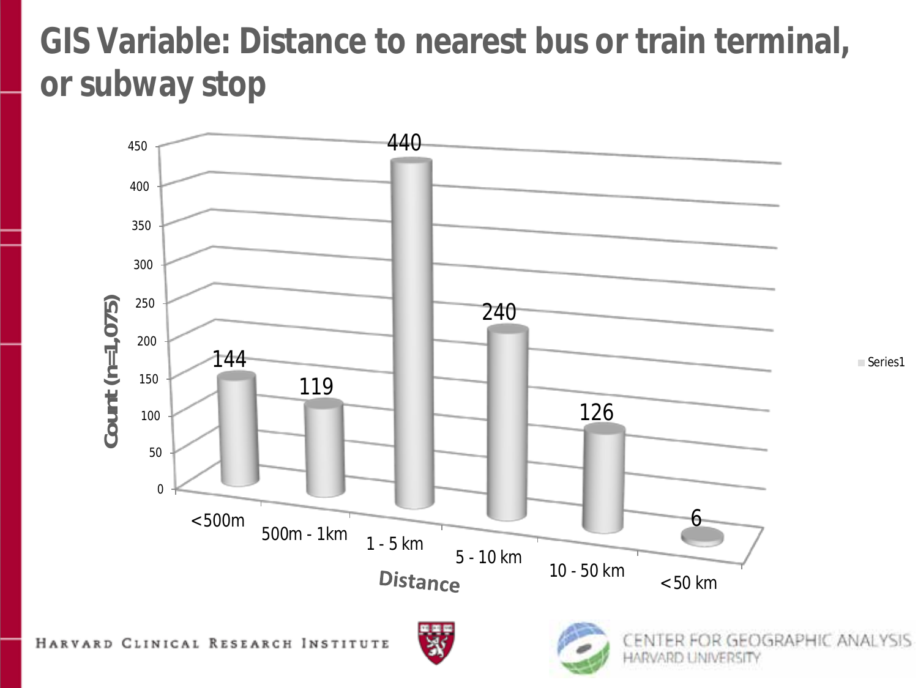# GIS Variable: Distance to nearest bus or train terminal, or subway stop

| Distance | Count (n=1,075) |
|---|---|
| <500m | 144 |
| 500m - 1km | 119 |
| 1 - 5 km | 440 |
| 5 - 10 km | 240 |
| 10 - 50 km | 126 |
| <50 km | 6 |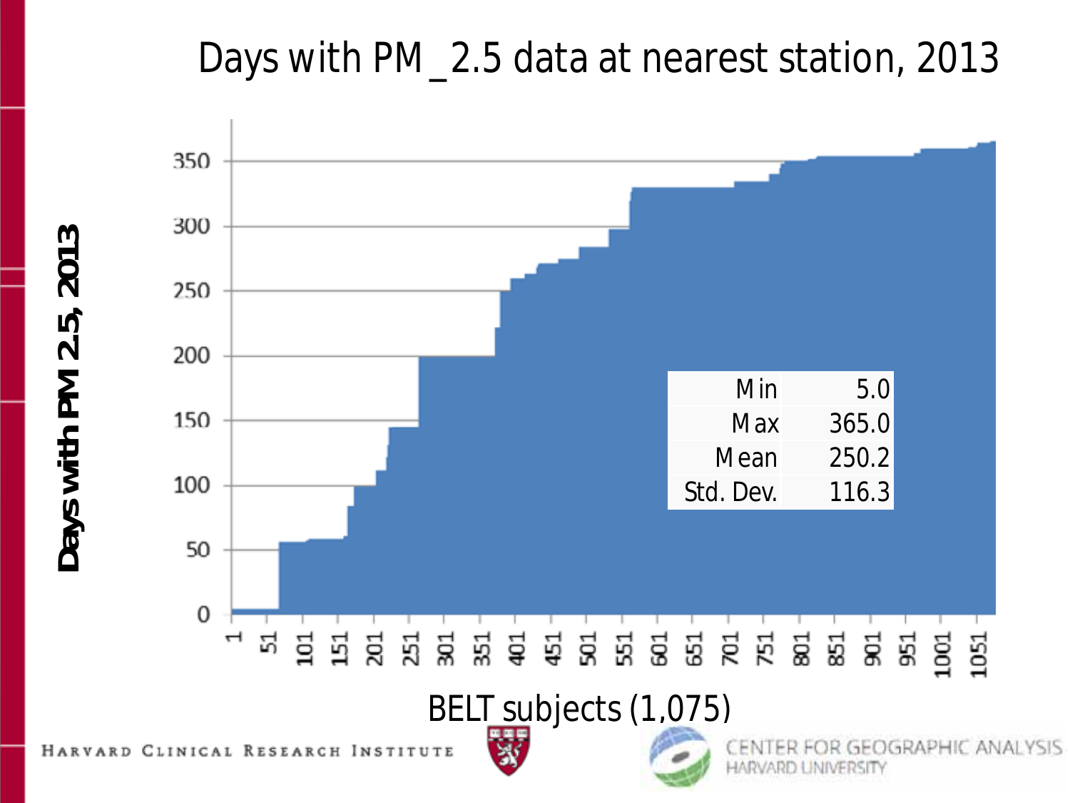# Days with PM_2.5 data at nearest station, 2013

| | |
|---|---|
| Min | 5.0 |
| Max | 365.0 |
| Mean | 250.2 |
| Std. Dev. | 116.3 |

Days with PM 2.5, 2013

BELT subjects (1,075)

HARVARD CLINICAL RESEARCH INSTITUTE

CENTER FOR GEOGRAPHIC ANALYSIS HARVARD UNIVERSITY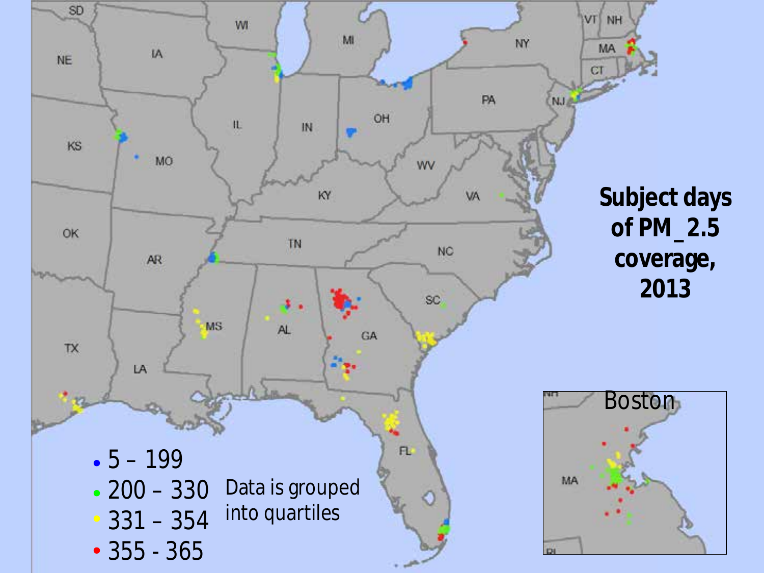# Subject days of PM_2.5 coverage, 2013

- 5 – 199
- 200 – 330
- 331 – 354
- 355 - 365

Data is grouped into quartiles

Boston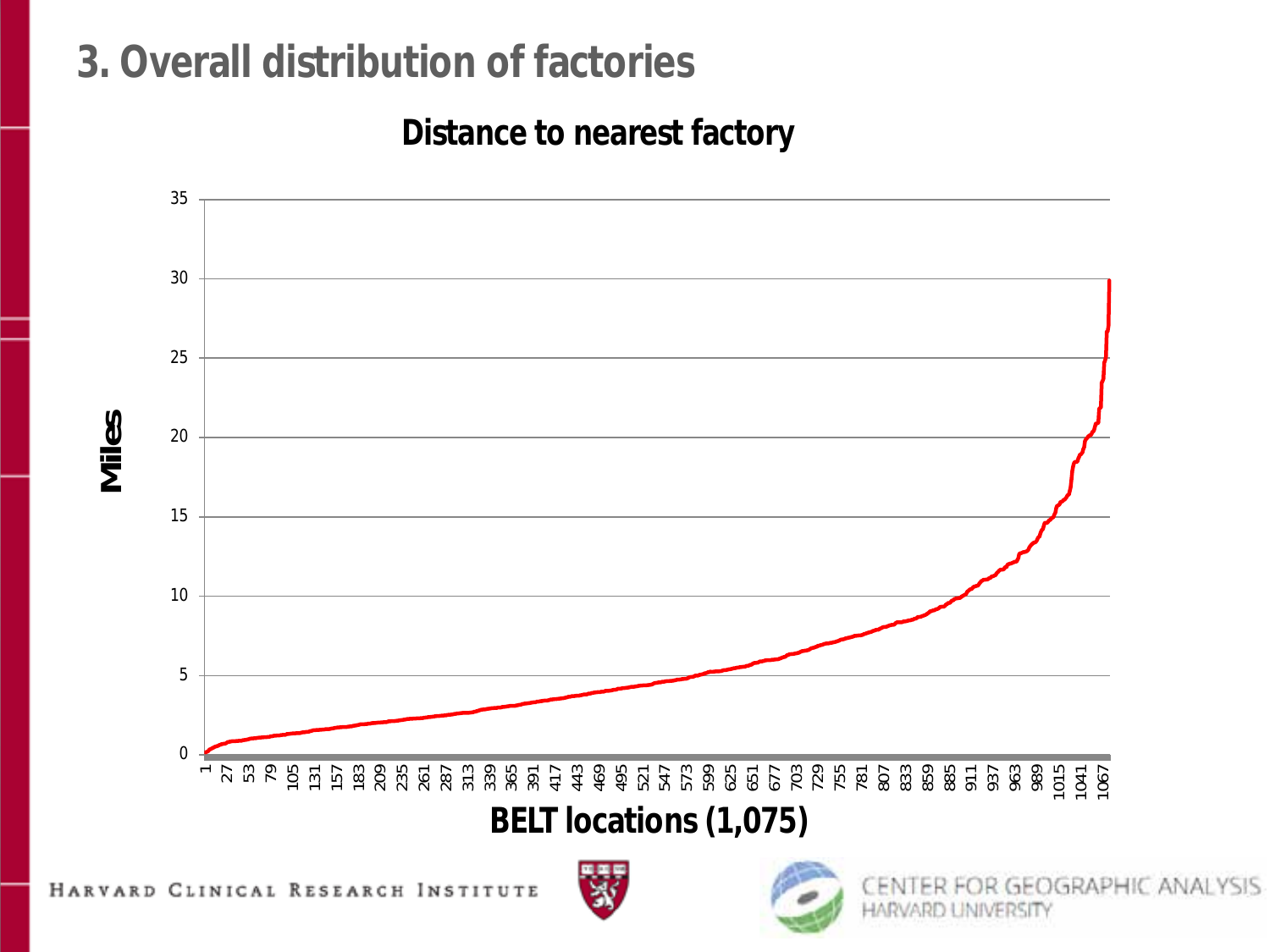# 3. Overall distribution of factories

## Distance to nearest factory

Miles

BELT locations (1,075)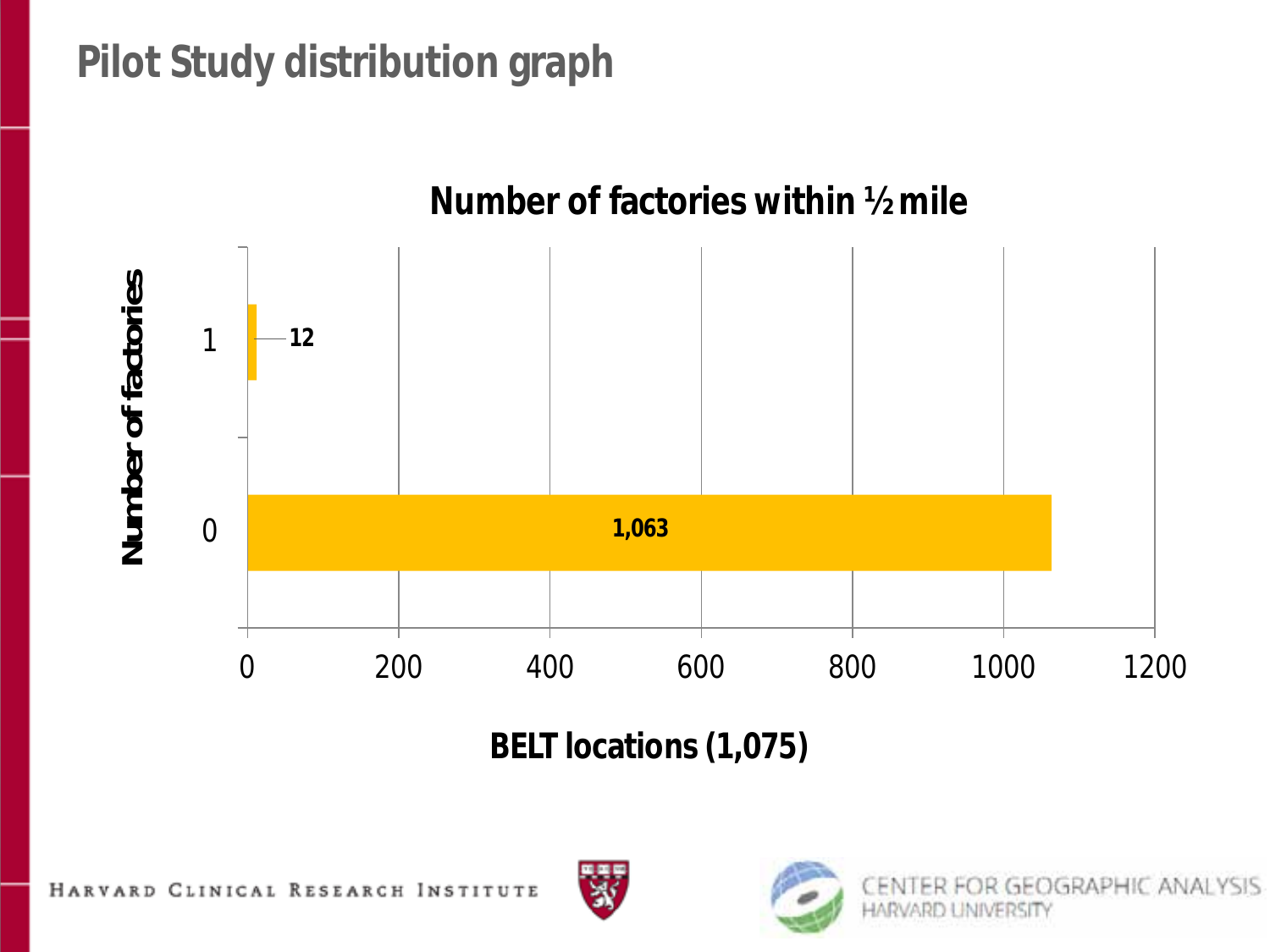# Pilot Study distribution graph

**Number of factories within ½ mile**

| Number of factories | BELT locations (1,075) |
|---|---|
| 1 | 12 |
| 0 | 1,063 |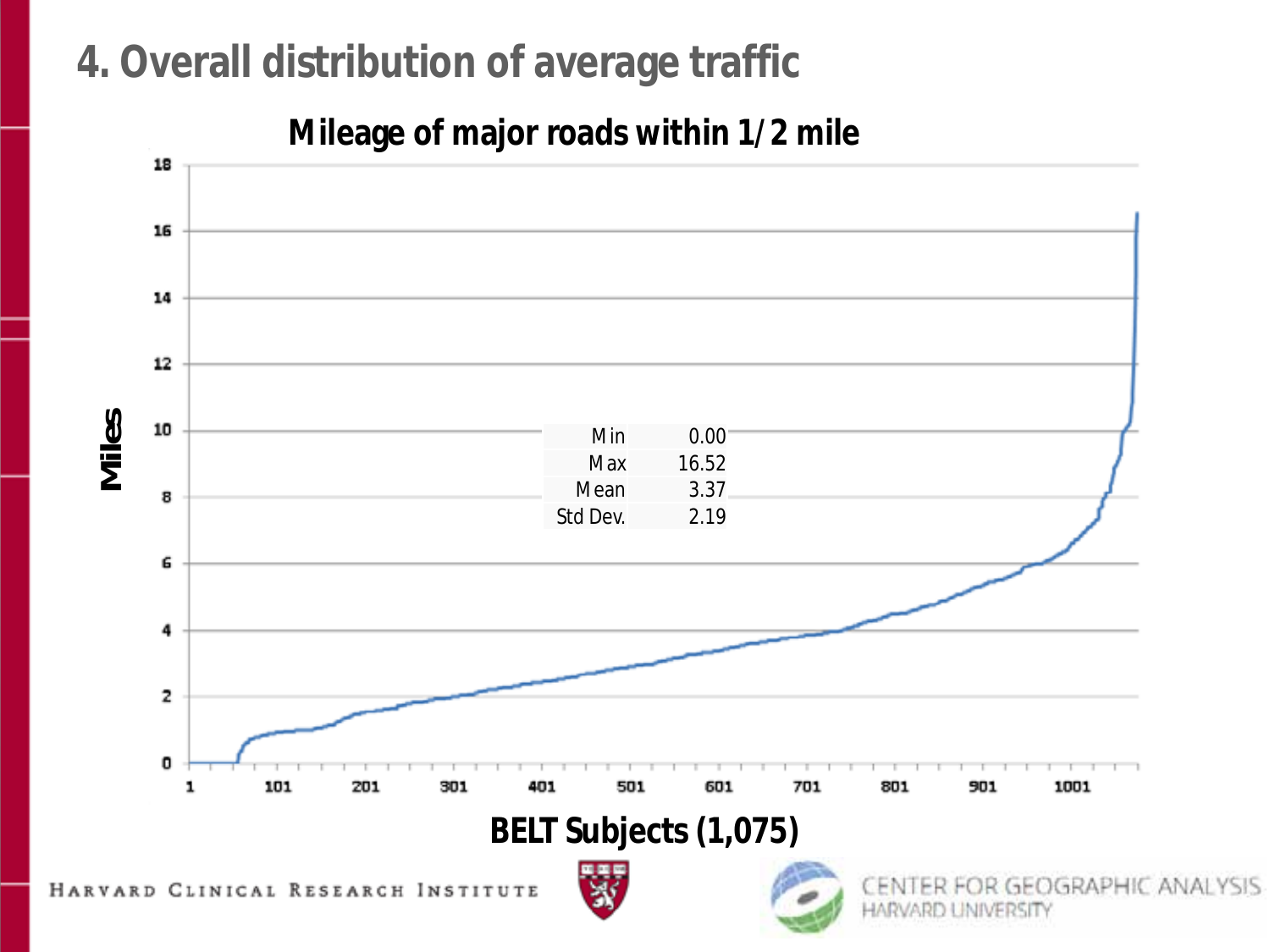# 4. Overall distribution of average traffic

**Mileage of major roads within 1/2 mile**

| | |
|---|---|
| Min | 0.00 |
| Max | 16.52 |
| Mean | 3.37 |
| Std Dev. | 2.19 |

Miles

BELT Subjects (1,075)

HARVARD CLINICAL RESEARCH INSTITUTE

CENTER FOR GEOGRAPHIC ANALYSIS
HARVARD UNIVERSITY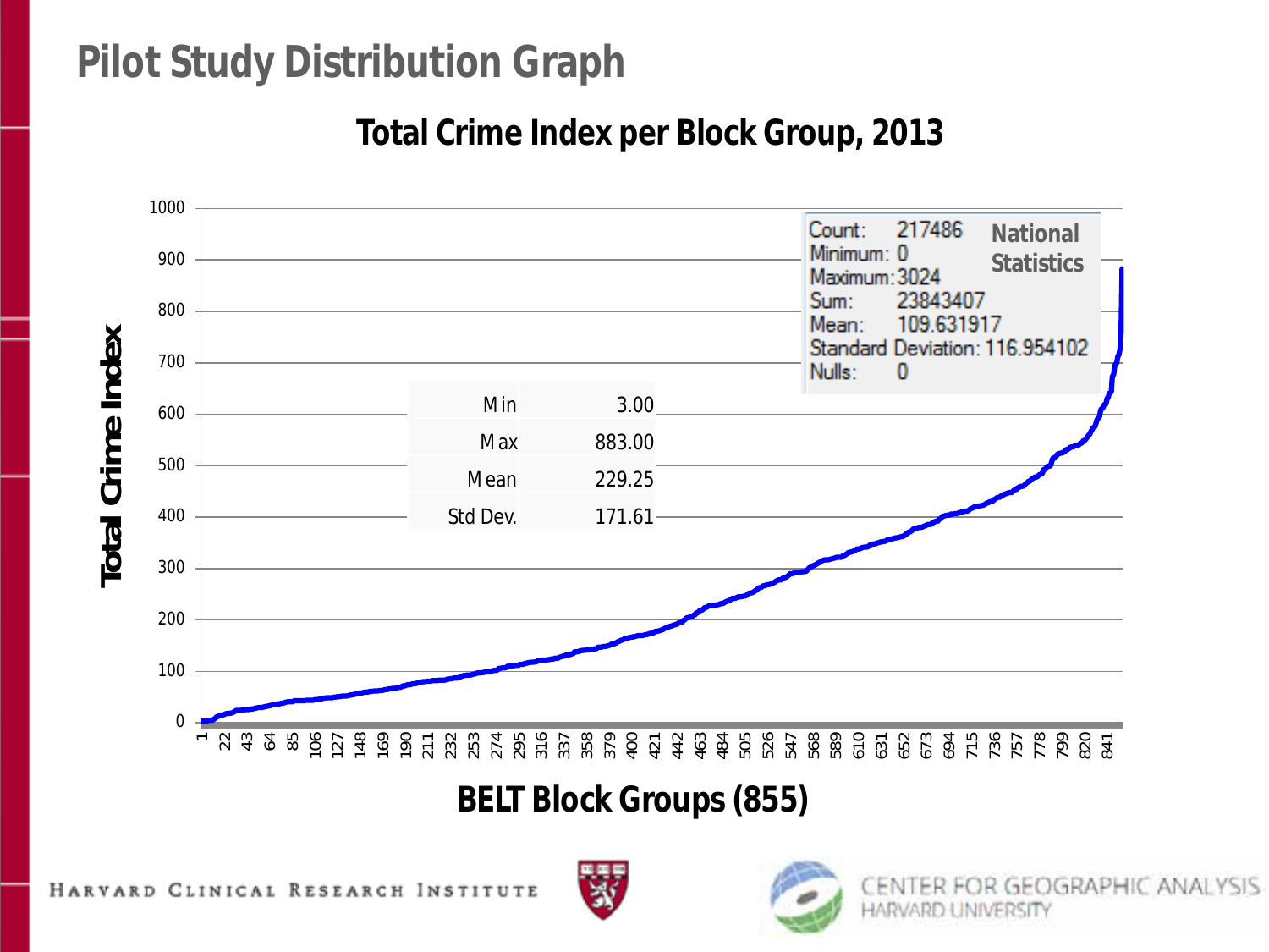# Pilot Study Distribution Graph

## Total Crime Index per Block Group, 2013

| | |
|---|---|
| Min | 3.00 |
| Max | 883.00 |
| Mean | 229.25 |
| Std Dev. | 171.61 |

**National Statistics**

Count: 217486
Minimum: 0
Maximum: 3024
Sum: 23843407
Mean: 109.631917
Standard Deviation: 116.954102
Nulls: 0

Total Crime Index

BELT Block Groups (855)

HARVARD CLINICAL RESEARCH INSTITUTE

CENTER FOR GEOGRAPHIC ANALYSIS
HARVARD UNIVERSITY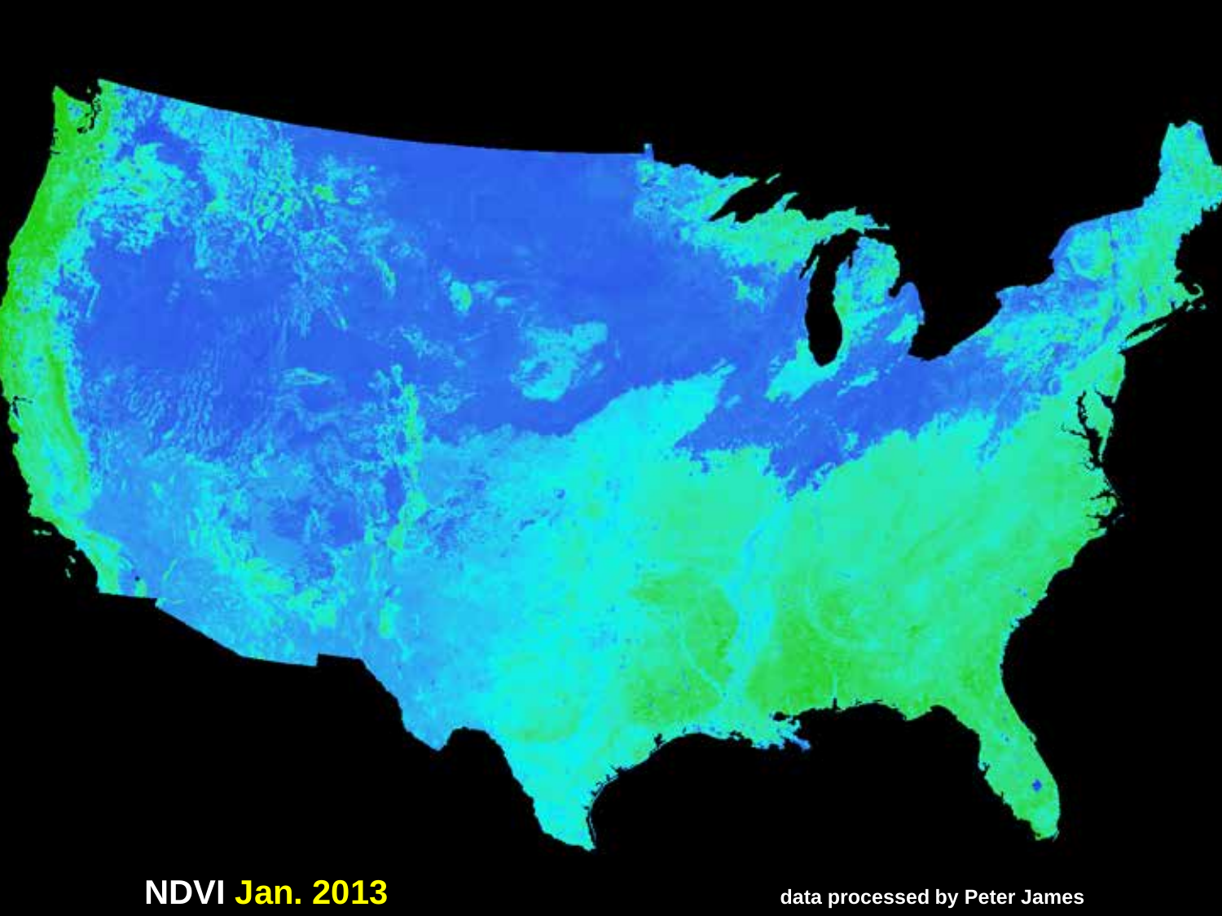**NDVI Jan. 2013**

**data processed by Peter James**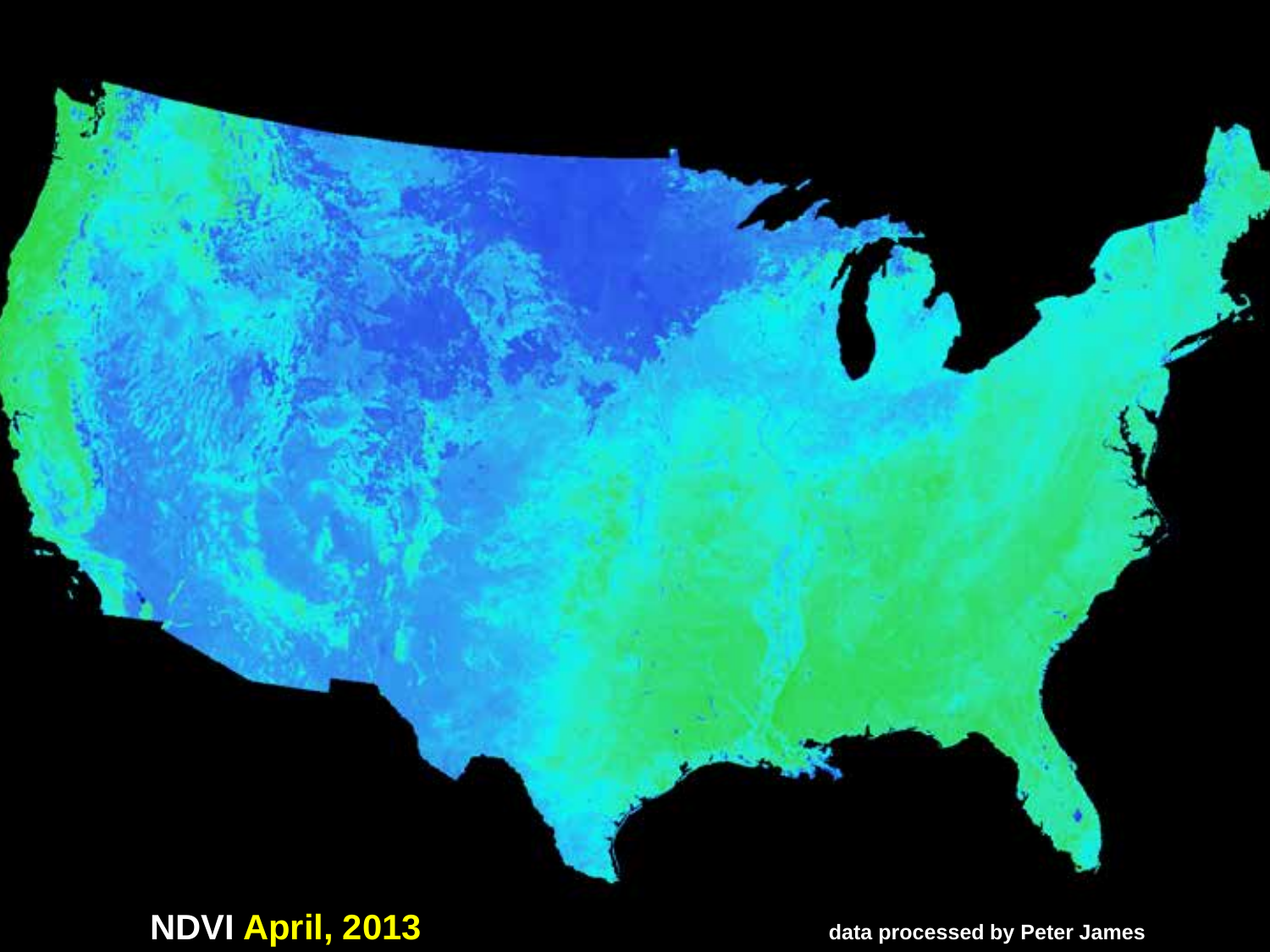**NDVI April, 2013**

**data processed by Peter James**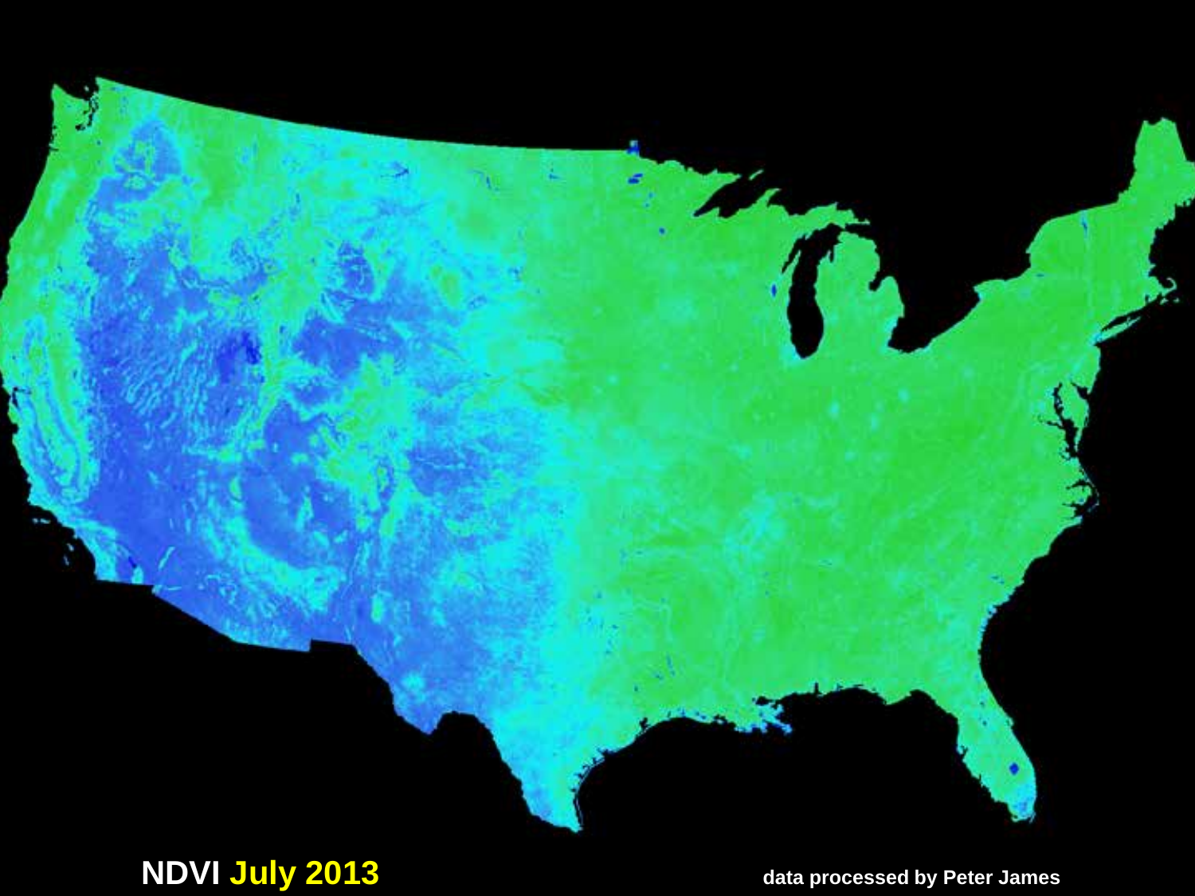**NDVI July 2013**

**data processed by Peter James**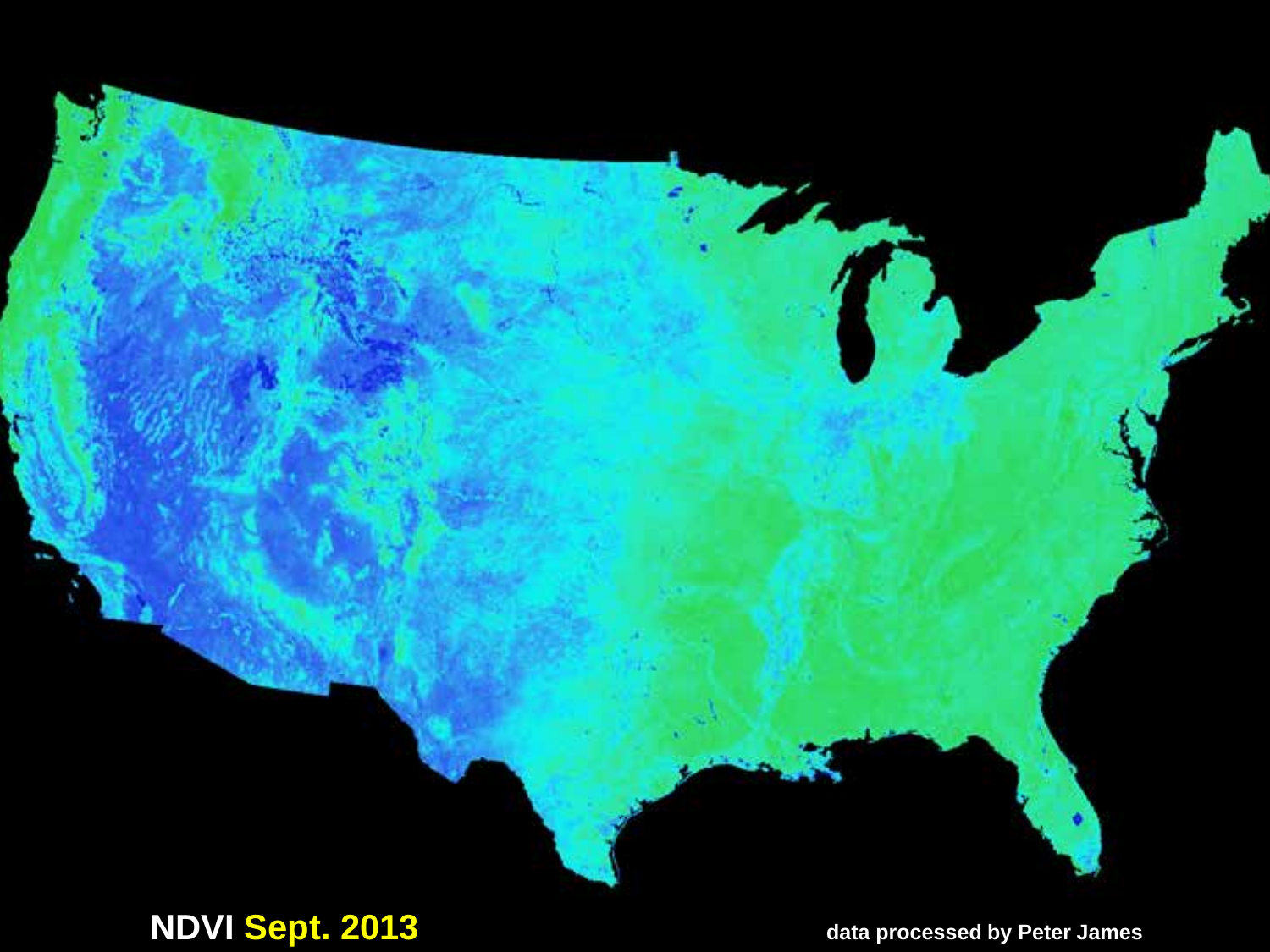NDVI Sept. 2013

data processed by Peter James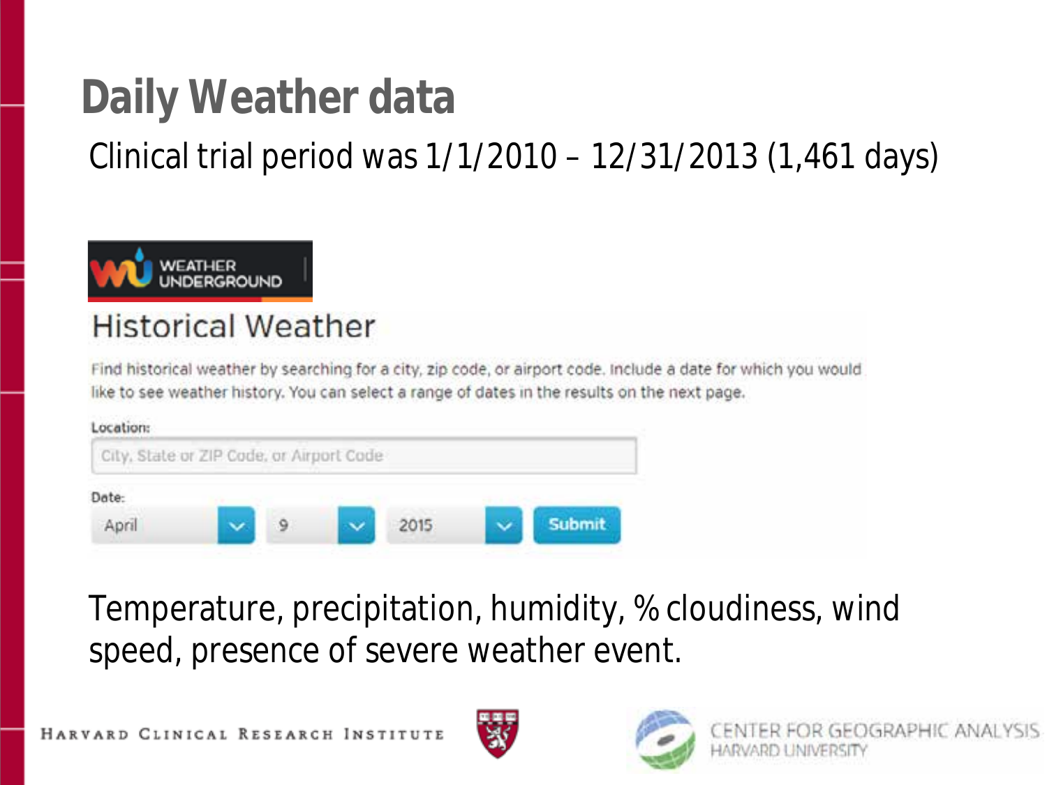# Daily Weather data

Clinical trial period was 1/1/2010 – 12/31/2013 (1,461 days)

WEATHER UNDERGROUND

## Historical Weather

Find historical weather by searching for a city, zip code, or airport code. Include a date for which you would like to see weather history. You can select a range of dates in the results on the next page.

Location:

City, State or ZIP Code, or Airport Code

Date:

April | 9 | 2015 | Submit

Temperature, precipitation, humidity, % cloudiness, wind speed, presence of severe weather event.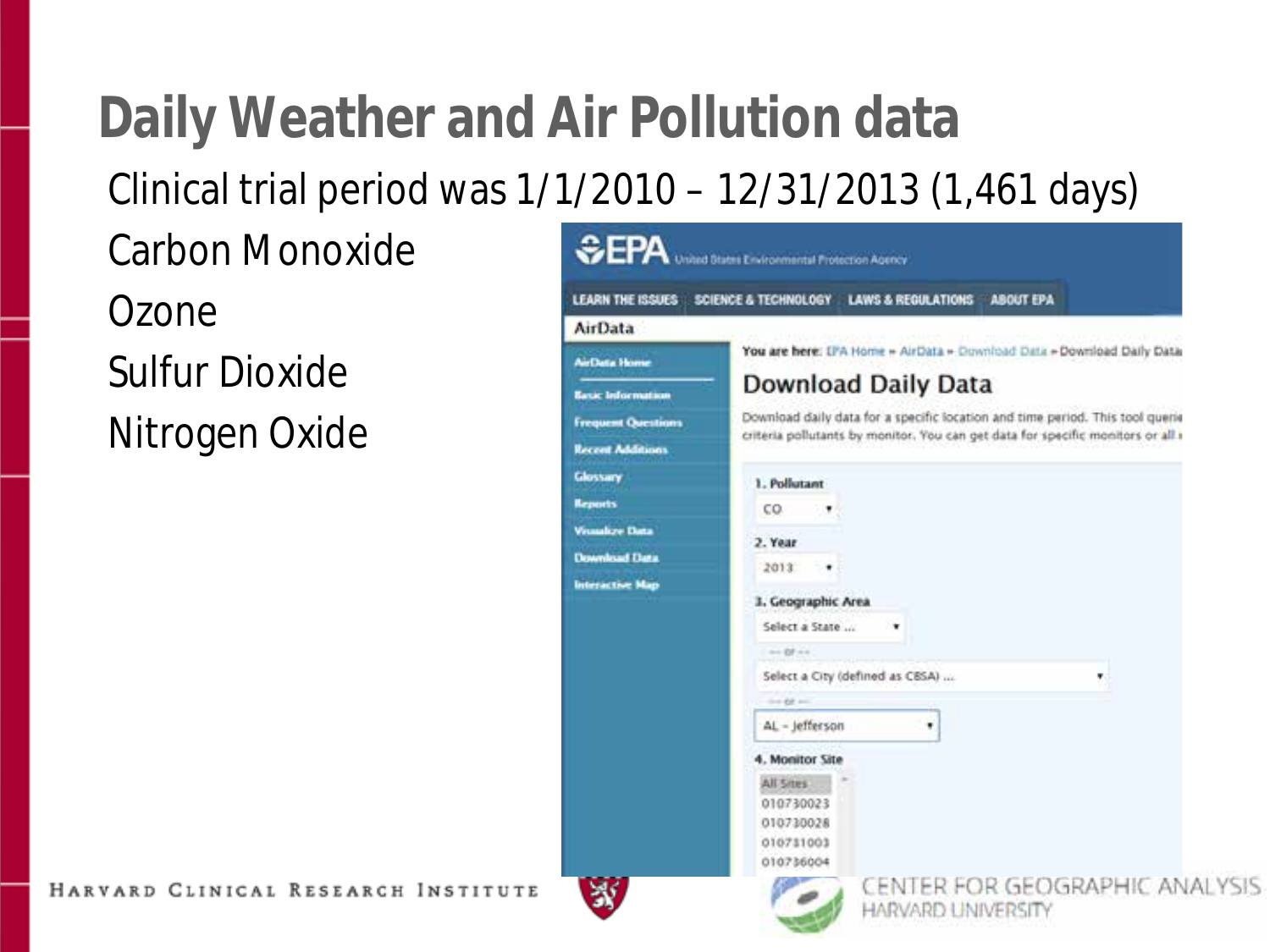# Daily Weather and Air Pollution data

Clinical trial period was 1/1/2010 – 12/31/2013 (1,461 days)

Carbon Monoxide

Ozone

Sulfur Dioxide

Nitrogen Oxide

EPA United States Environmental Protection Agency

LEARN THE ISSUES | SCIENCE & TECHNOLOGY | LAWS & REGULATIONS | ABOUT EPA

AirData

- AirData Home
- Basic Information
- Frequent Questions
- Recent Additions
- Glossary
- Reports
- Visualize Data
- Download Data
- Interactive Map

You are here: EPA Home » AirData » Download Data » Download Daily Data

## Download Daily Data

Download daily data for a specific location and time period. This tool queries criteria pollutants by monitor. You can get data for specific monitors or all

1. Pollutant: CO
2. Year: 2013
3. Geographic Area: Select a State ... -- or -- Select a City (defined as CBSA) ... -- or -- AL - Jefferson
4. Monitor Site: All Sites, 010730023, 010730028, 010731003, 010736004

HARVARD CLINICAL RESEARCH INSTITUTE

CENTER FOR GEOGRAPHIC ANALYSIS
HARVARD UNIVERSITY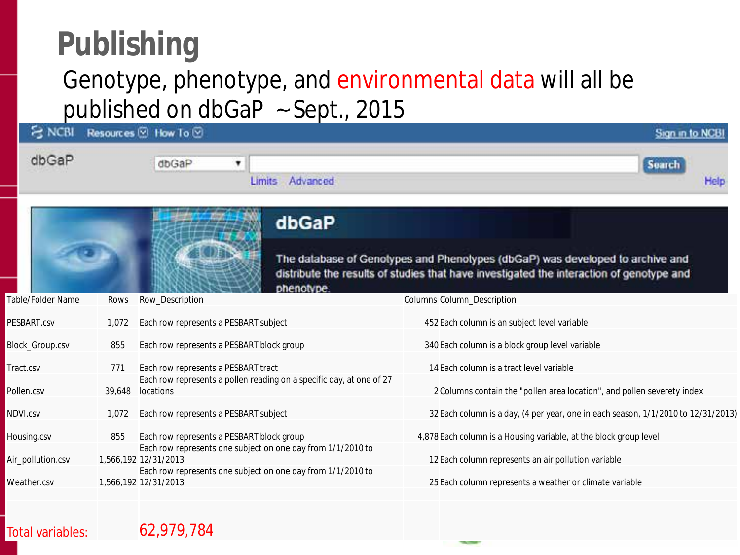# Publishing

Genotype, phenotype, and environmental data will all be published on dbGaP ~Sept., 2015

NCBI Resources How To Sign in to NCBI

dbGaP

dbGaP Search

Limits Advanced Help

**dbGaP**

The database of Genotypes and Phenotypes (dbGaP) was developed to archive and distribute the results of studies that have investigated the interaction of genotype and phenotype.

| Table/Folder Name | Rows | Row_Description | Columns | Column_Description |
|---|---|---|---|---|
| PESBART.csv | 1,072 | Each row represents a PESBART subject | 452 | Each column is an subject level variable |
| Block_Group.csv | 855 | Each row represents a PESBART block group | 340 | Each column is a block group level variable |
| Tract.csv | 771 | Each row represents a PESBART tract | 14 | Each column is a tract level variable |
| Pollen.csv | 39,648 | Each row represents a pollen reading on a specific day, at one of 27 locations | 2 | Columns contain the "pollen area location", and pollen severety index |
| NDVI.csv | 1,072 | Each row represents a PESBART subject | 32 | Each column is a day, (4 per year, one in each season, 1/1/2010 to 12/31/2013) |
| Housing.csv | 855 | Each row represents a PESBART block group | 4,878 | Each column is a Housing variable, at the block group level |
| Air_pollution.csv | 1,566,192 | Each row represents one subject on one day from 1/1/2010 to 12/31/2013 | 12 | Each column represents an air pollution variable |
| Weather.csv | 1,566,192 | Each row represents one subject on one day from 1/1/2010 to 12/31/2013 | 25 | Each column represents a weather or climate variable |
| | | | | |
| Total variables: | | 62,979,784 | | |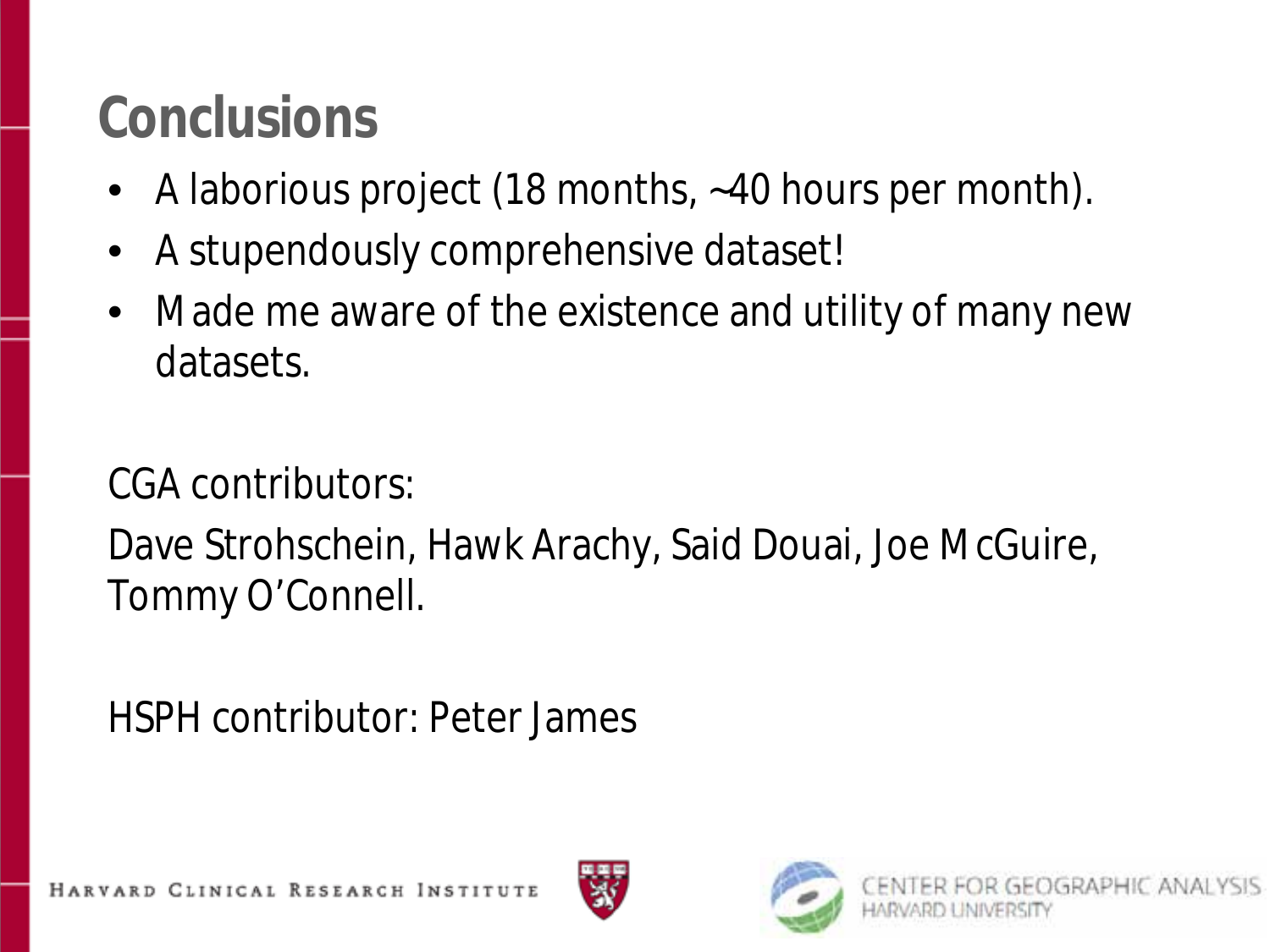# Conclusions

- A laborious project (18 months, ~40 hours per month).
- A stupendously comprehensive dataset!
- Made me aware of the existence and utility of many new datasets.

CGA contributors:

Dave Strohschein, Hawk Arachy, Said Douai, Joe McGuire, Tommy O'Connell.

HSPH contributor: Peter James

HARVARD CLINICAL RESEARCH INSTITUTE

CENTER FOR GEOGRAPHIC ANALYSIS HARVARD UNIVERSITY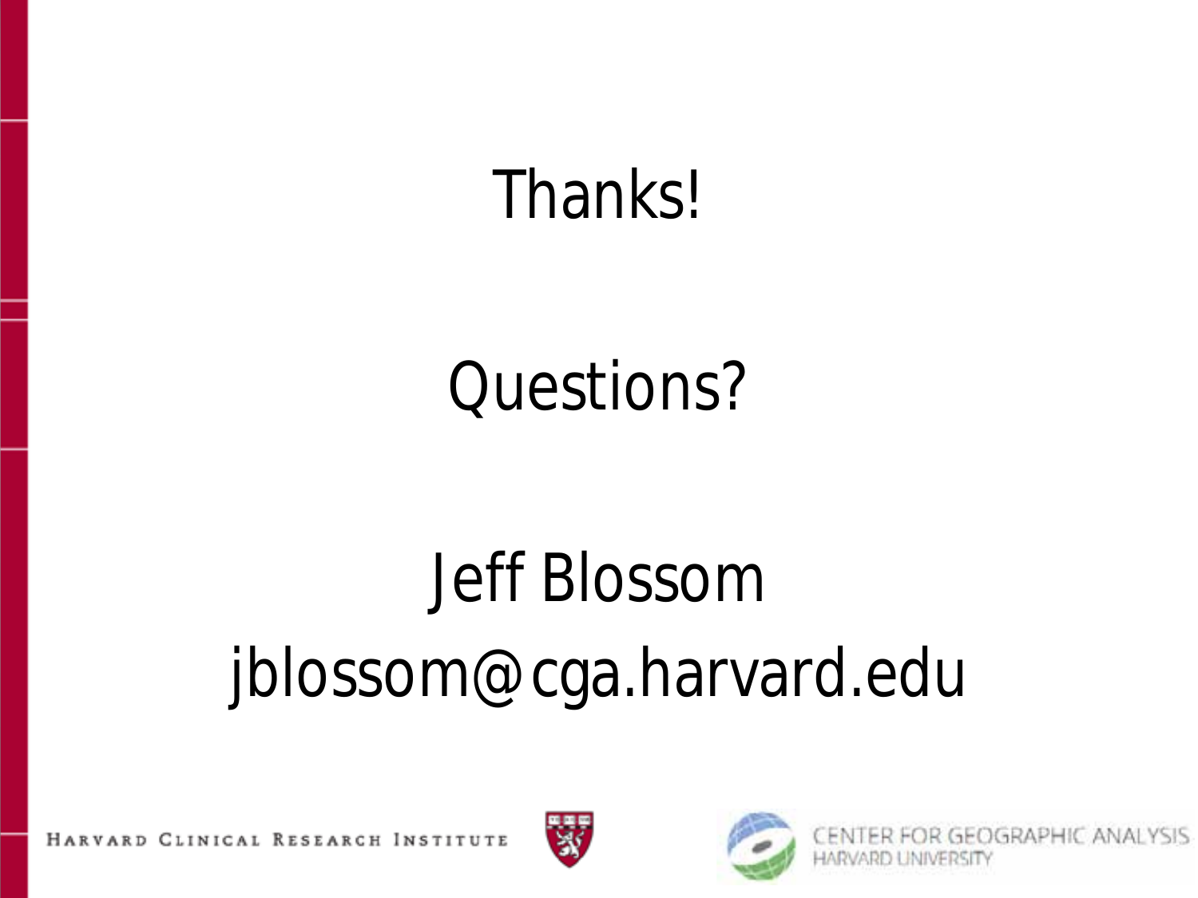Thanks!

Questions?

Jeff Blossom

jblossom@cga.harvard.edu

HARVARD CLINICAL RESEARCH INSTITUTE

CENTER FOR GEOGRAPHIC ANALYSIS
HARVARD UNIVERSITY